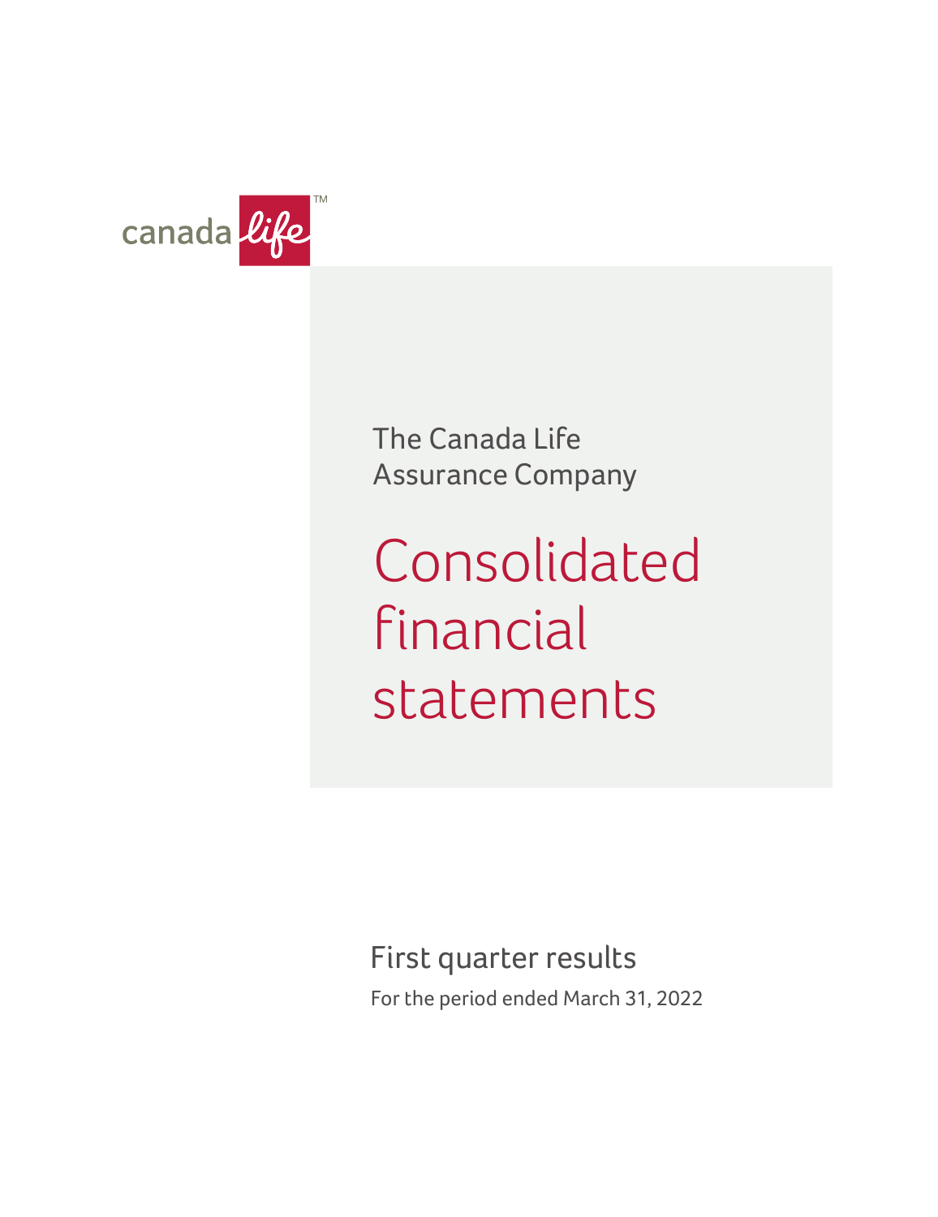canada life™

The Canada Life Assurance Company

# Consolidated financial statements

## First quarter results

For the period ended March 31, 2022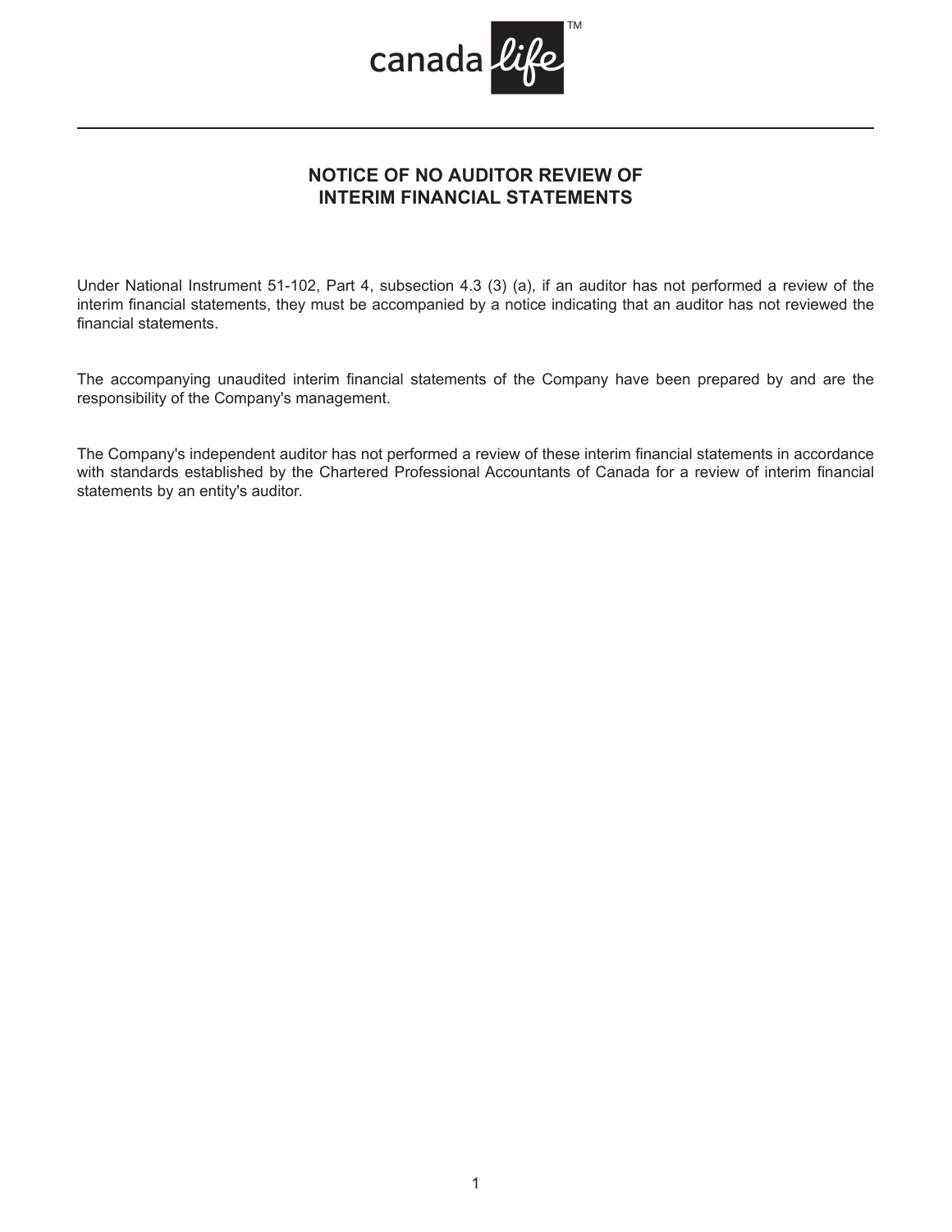# NOTICE OF NO AUDITOR REVIEW OF INTERIM FINANCIAL STATEMENTS

Under National Instrument 51-102, Part 4, subsection 4.3 (3) (a), if an auditor has not performed a review of the interim financial statements, they must be accompanied by a notice indicating that an auditor has not reviewed the financial statements.

The accompanying unaudited interim financial statements of the Company have been prepared by and are the responsibility of the Company's management.

The Company's independent auditor has not performed a review of these interim financial statements in accordance with standards established by the Chartered Professional Accountants of Canada for a review of interim financial statements by an entity's auditor.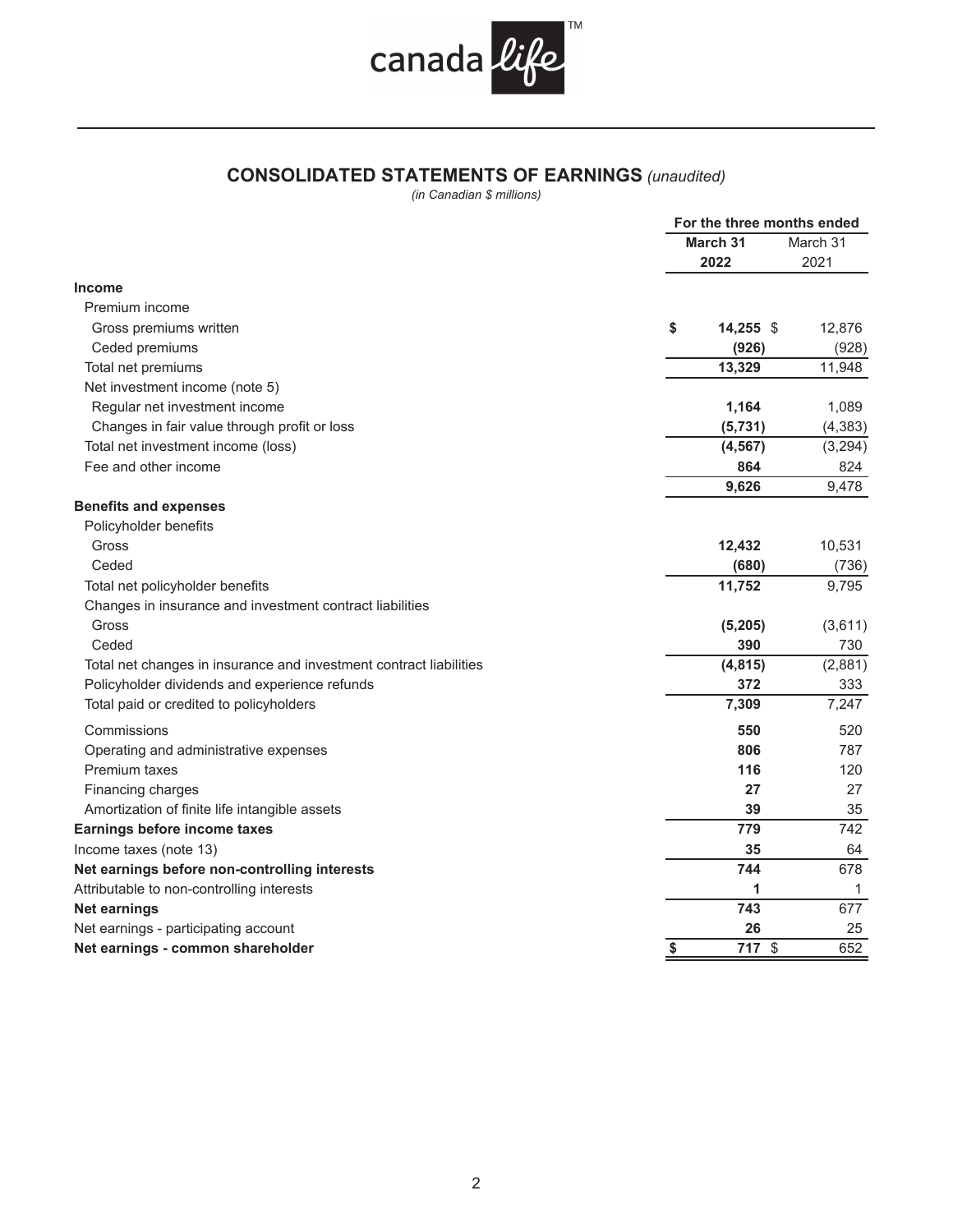canada life™

# CONSOLIDATED STATEMENTS OF EARNINGS *(unaudited)*

*(in Canadian $ millions)*

| | For the three months ended | |
|---|---|---|
| | **March 31 2022** | March 31 2021 |
| **Income** | | |
| Premium income | | |
| Gross premiums written | **$ 14,255** | $ 12,876 |
| Ceded premiums | **(926)** | (928) |
| Total net premiums | **13,329** | 11,948 |
| Net investment income (note 5) | | |
| Regular net investment income | **1,164** | 1,089 |
| Changes in fair value through profit or loss | **(5,731)** | (4,383) |
| Total net investment income (loss) | **(4,567)** | (3,294) |
| Fee and other income | **864** | 824 |
| | **9,626** | 9,478 |
| **Benefits and expenses** | | |
| Policyholder benefits | | |
| Gross | **12,432** | 10,531 |
| Ceded | **(680)** | (736) |
| Total net policyholder benefits | **11,752** | 9,795 |
| Changes in insurance and investment contract liabilities | | |
| Gross | **(5,205)** | (3,611) |
| Ceded | **390** | 730 |
| Total net changes in insurance and investment contract liabilities | **(4,815)** | (2,881) |
| Policyholder dividends and experience refunds | **372** | 333 |
| Total paid or credited to policyholders | **7,309** | 7,247 |
| Commissions | **550** | 520 |
| Operating and administrative expenses | **806** | 787 |
| Premium taxes | **116** | 120 |
| Financing charges | **27** | 27 |
| Amortization of finite life intangible assets | **39** | 35 |
| **Earnings before income taxes** | **779** | 742 |
| Income taxes (note 13) | **35** | 64 |
| **Net earnings before non-controlling interests** | **744** | 678 |
| Attributable to non-controlling interests | **1** | 1 |
| **Net earnings** | **743** | 677 |
| Net earnings - participating account | **26** | 25 |
| **Net earnings - common shareholder** | **$ 717** | $ 652 |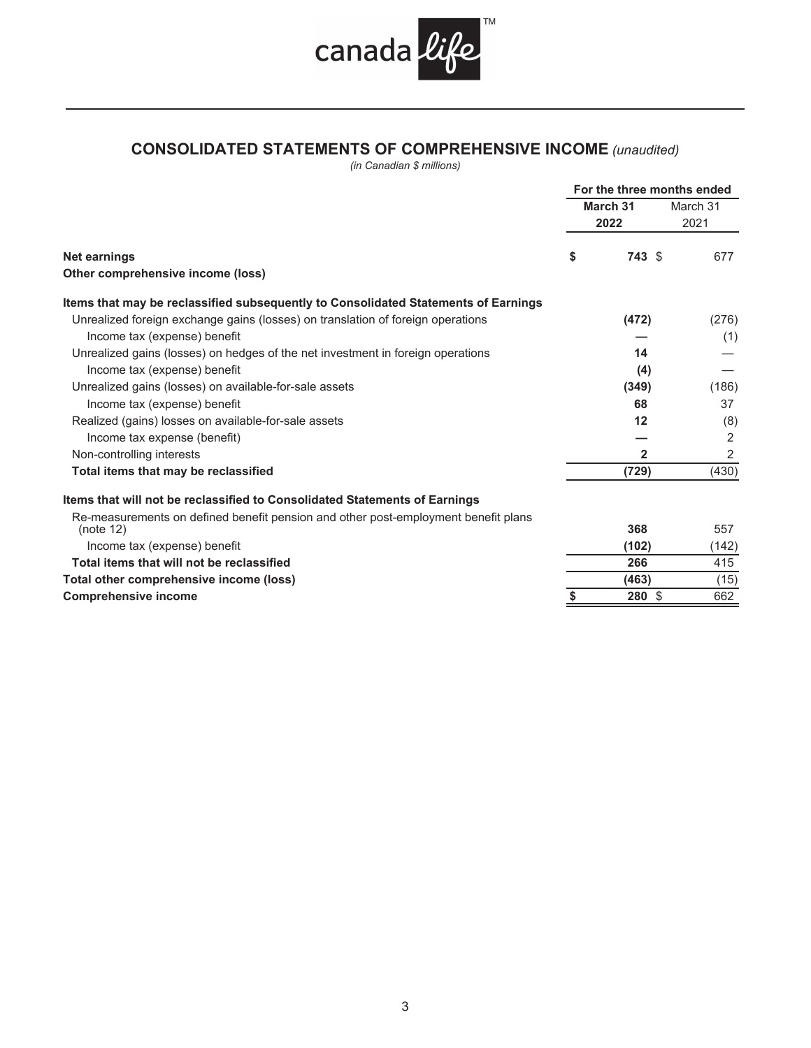# CONSOLIDATED STATEMENTS OF COMPREHENSIVE INCOME *(unaudited)*

*(in Canadian $ millions)*

| | For the three months ended | |
|---|---|---|
| | **March 31 2022** | March 31 2021 |
| **Net earnings** | **$ 743** | $ 677 |
| **Other comprehensive income (loss)** | | |
| **Items that may be reclassified subsequently to Consolidated Statements of Earnings** | | |
| Unrealized foreign exchange gains (losses) on translation of foreign operations | **(472)** | (276) |
| Income tax (expense) benefit | **—** | (1) |
| Unrealized gains (losses) on hedges of the net investment in foreign operations | **14** | — |
| Income tax (expense) benefit | **(4)** | — |
| Unrealized gains (losses) on available-for-sale assets | **(349)** | (186) |
| Income tax (expense) benefit | **68** | 37 |
| Realized (gains) losses on available-for-sale assets | **12** | (8) |
| Income tax expense (benefit) | **—** | 2 |
| Non-controlling interests | **2** | 2 |
| **Total items that may be reclassified** | **(729)** | (430) |
| **Items that will not be reclassified to Consolidated Statements of Earnings** | | |
| Re-measurements on defined benefit pension and other post-employment benefit plans (note 12) | **368** | 557 |
| Income tax (expense) benefit | **(102)** | (142) |
| **Total items that will not be reclassified** | **266** | 415 |
| **Total other comprehensive income (loss)** | **(463)** | (15) |
| **Comprehensive income** | **$ 280** | $ 662 |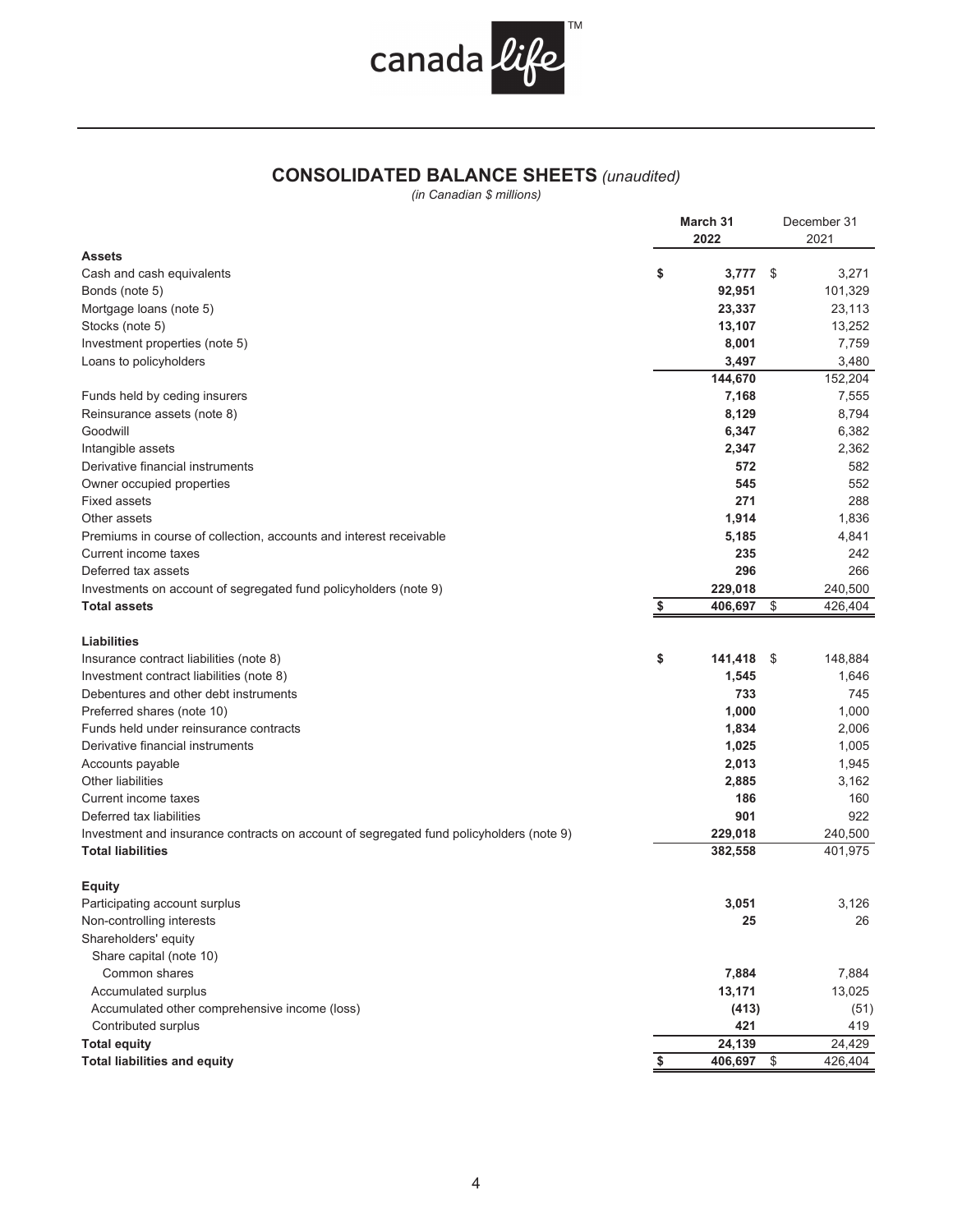canada life™

# CONSOLIDATED BALANCE SHEETS *(unaudited)*

*(in Canadian $ millions)*

| | March 31 2022 | December 31 2021 |
|---|---|---|
| **Assets** | | |
| Cash and cash equivalents | **$ 3,777** | $ 3,271 |
| Bonds (note 5) | **92,951** | 101,329 |
| Mortgage loans (note 5) | **23,337** | 23,113 |
| Stocks (note 5) | **13,107** | 13,252 |
| Investment properties (note 5) | **8,001** | 7,759 |
| Loans to policyholders | **3,497** | 3,480 |
| | **144,670** | 152,204 |
| Funds held by ceding insurers | **7,168** | 7,555 |
| Reinsurance assets (note 8) | **8,129** | 8,794 |
| Goodwill | **6,347** | 6,382 |
| Intangible assets | **2,347** | 2,362 |
| Derivative financial instruments | **572** | 582 |
| Owner occupied properties | **545** | 552 |
| Fixed assets | **271** | 288 |
| Other assets | **1,914** | 1,836 |
| Premiums in course of collection, accounts and interest receivable | **5,185** | 4,841 |
| Current income taxes | **235** | 242 |
| Deferred tax assets | **296** | 266 |
| Investments on account of segregated fund policyholders (note 9) | **229,018** | 240,500 |
| **Total assets** | **$ 406,697** | $ 426,404 |
| **Liabilities** | | |
| Insurance contract liabilities (note 8) | **$ 141,418** | $ 148,884 |
| Investment contract liabilities (note 8) | **1,545** | 1,646 |
| Debentures and other debt instruments | **733** | 745 |
| Preferred shares (note 10) | **1,000** | 1,000 |
| Funds held under reinsurance contracts | **1,834** | 2,006 |
| Derivative financial instruments | **1,025** | 1,005 |
| Accounts payable | **2,013** | 1,945 |
| Other liabilities | **2,885** | 3,162 |
| Current income taxes | **186** | 160 |
| Deferred tax liabilities | **901** | 922 |
| Investment and insurance contracts on account of segregated fund policyholders (note 9) | **229,018** | 240,500 |
| **Total liabilities** | **382,558** | 401,975 |
| **Equity** | | |
| Participating account surplus | **3,051** | 3,126 |
| Non-controlling interests | **25** | 26 |
| Shareholders' equity | | |
| Share capital (note 10) | | |
| Common shares | **7,884** | 7,884 |
| Accumulated surplus | **13,171** | 13,025 |
| Accumulated other comprehensive income (loss) | **(413)** | (51) |
| Contributed surplus | **421** | 419 |
| **Total equity** | **24,139** | 24,429 |
| **Total liabilities and equity** | **$ 406,697** | $ 426,404 |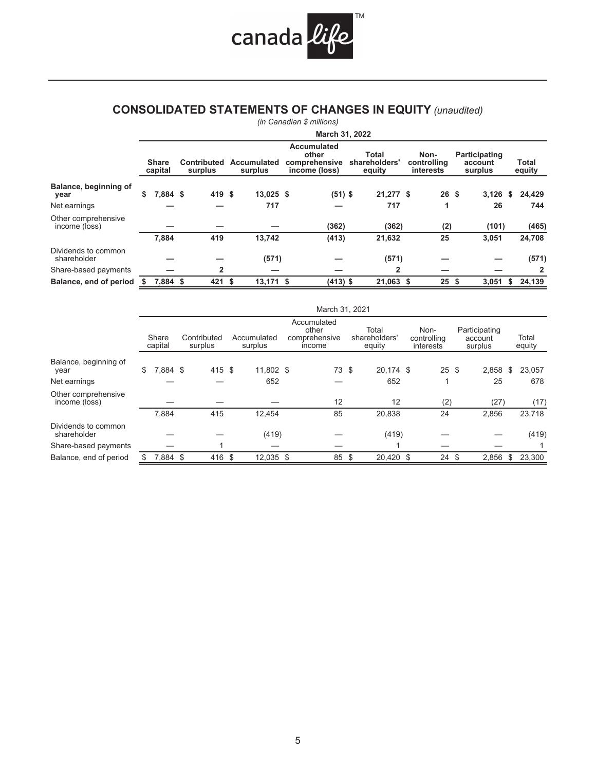# CONSOLIDATED STATEMENTS OF CHANGES IN EQUITY *(unaudited)*

*(in Canadian $ millions)*

| | March 31, 2022 | | | | | | | |
|---|---|---|---|---|---|---|---|---|
| | Share capital | Contributed surplus | Accumulated surplus | Accumulated other comprehensive income (loss) | Total shareholders' equity | Non-controlling interests | Participating account surplus | Total equity |
| **Balance, beginning of year** | **$ 7,884** | **$ 419** | **$ 13,025** | **$ (51)** | **$ 21,277** | **$ 26** | **$ 3,126** | **$ 24,429** |
| Net earnings | **—** | **—** | **717** | **—** | **717** | **1** | **26** | **744** |
| Other comprehensive income (loss) | **—** | **—** | **—** | **(362)** | **(362)** | **(2)** | **(101)** | **(465)** |
| | **7,884** | **419** | **13,742** | **(413)** | **21,632** | **25** | **3,051** | **24,708** |
| Dividends to common shareholder | **—** | **—** | **(571)** | **—** | **(571)** | **—** | **—** | **(571)** |
| Share-based payments | **—** | **2** | **—** | **—** | **2** | **—** | **—** | **2** |
| **Balance, end of period** | **$ 7,884** | **$ 421** | **$ 13,171** | **$ (413)** | **$ 21,063** | **$ 25** | **$ 3,051** | **$ 24,139** |

| | March 31, 2021 | | | | | | | |
|---|---|---|---|---|---|---|---|---|
| | Share capital | Contributed surplus | Accumulated surplus | Accumulated other comprehensive income | Total shareholders' equity | Non-controlling interests | Participating account surplus | Total equity |
| Balance, beginning of year | $ 7,884 | $ 415 | $ 11,802 | $ 73 | $ 20,174 | $ 25 | $ 2,858 | $ 23,057 |
| Net earnings | — | — | 652 | — | 652 | 1 | 25 | 678 |
| Other comprehensive income (loss) | — | — | — | 12 | 12 | (2) | (27) | (17) |
| | 7,884 | 415 | 12,454 | 85 | 20,838 | 24 | 2,856 | 23,718 |
| Dividends to common shareholder | — | — | (419) | — | (419) | — | — | (419) |
| Share-based payments | — | 1 | — | — | 1 | — | — | 1 |
| Balance, end of period | $ 7,884 | $ 416 | $ 12,035 | $ 85 | $ 20,420 | $ 24 | $ 2,856 | $ 23,300 |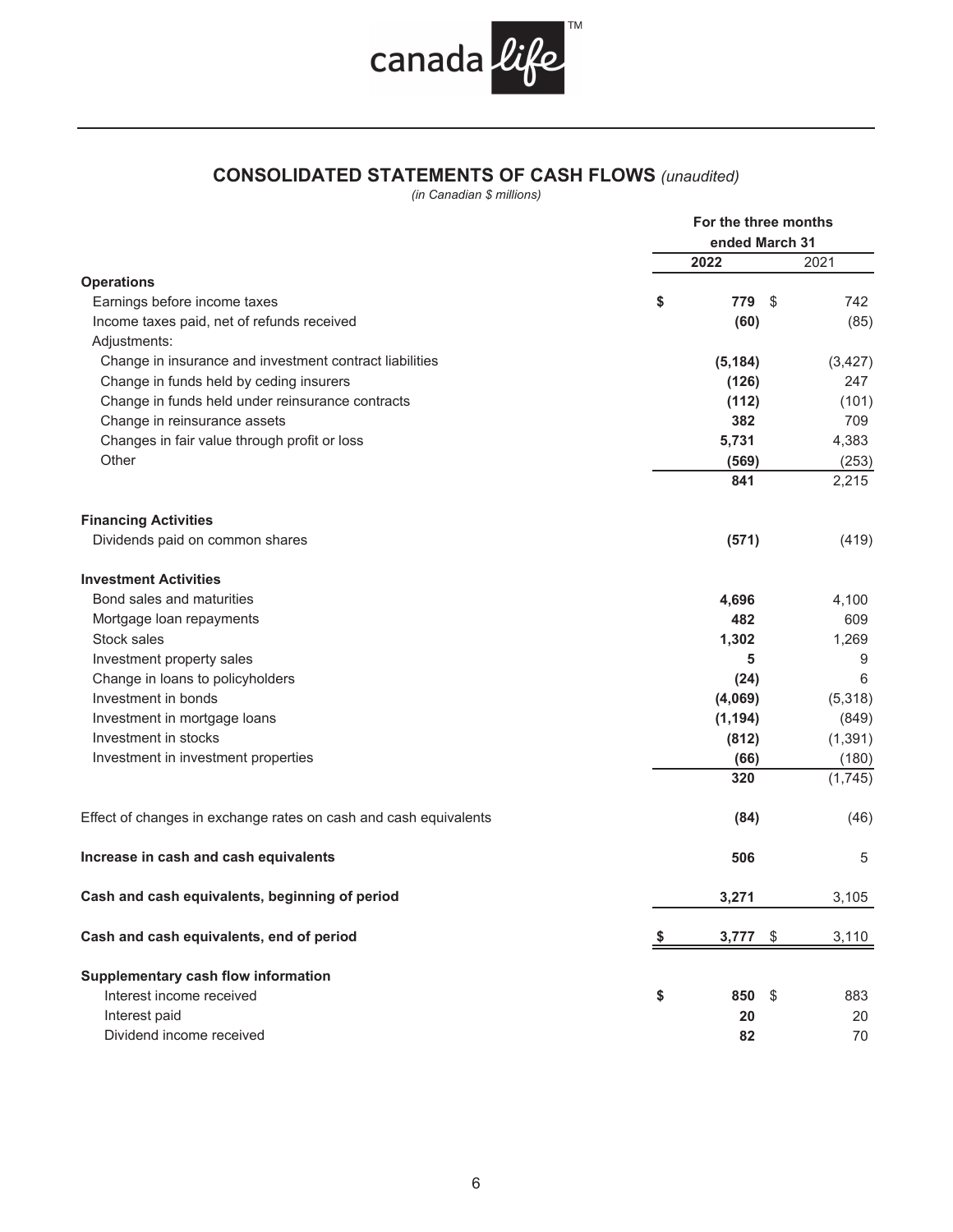canada life™

## CONSOLIDATED STATEMENTS OF CASH FLOWS *(unaudited)*

*(in Canadian $ millions)*

| | For the three months ended March 31 | |
|---|---|---|
| | **2022** | 2021 |
| **Operations** | | |
| Earnings before income taxes | **$ 779** | $ 742 |
| Income taxes paid, net of refunds received | **(60)** | (85) |
| Adjustments: | | |
| Change in insurance and investment contract liabilities | **(5,184)** | (3,427) |
| Change in funds held by ceding insurers | **(126)** | 247 |
| Change in funds held under reinsurance contracts | **(112)** | (101) |
| Change in reinsurance assets | **382** | 709 |
| Changes in fair value through profit or loss | **5,731** | 4,383 |
| Other | **(569)** | (253) |
| | **841** | 2,215 |
| **Financing Activities** | | |
| Dividends paid on common shares | **(571)** | (419) |
| **Investment Activities** | | |
| Bond sales and maturities | **4,696** | 4,100 |
| Mortgage loan repayments | **482** | 609 |
| Stock sales | **1,302** | 1,269 |
| Investment property sales | **5** | 9 |
| Change in loans to policyholders | **(24)** | 6 |
| Investment in bonds | **(4,069)** | (5,318) |
| Investment in mortgage loans | **(1,194)** | (849) |
| Investment in stocks | **(812)** | (1,391) |
| Investment in investment properties | **(66)** | (180) |
| | **320** | (1,745) |
| Effect of changes in exchange rates on cash and cash equivalents | **(84)** | (46) |
| **Increase in cash and cash equivalents** | **506** | 5 |
| **Cash and cash equivalents, beginning of period** | **3,271** | 3,105 |
| **Cash and cash equivalents, end of period** | **$ 3,777** | $ 3,110 |
| **Supplementary cash flow information** | | |
| Interest income received | **$ 850** | $ 883 |
| Interest paid | **20** | 20 |
| Dividend income received | **82** | 70 |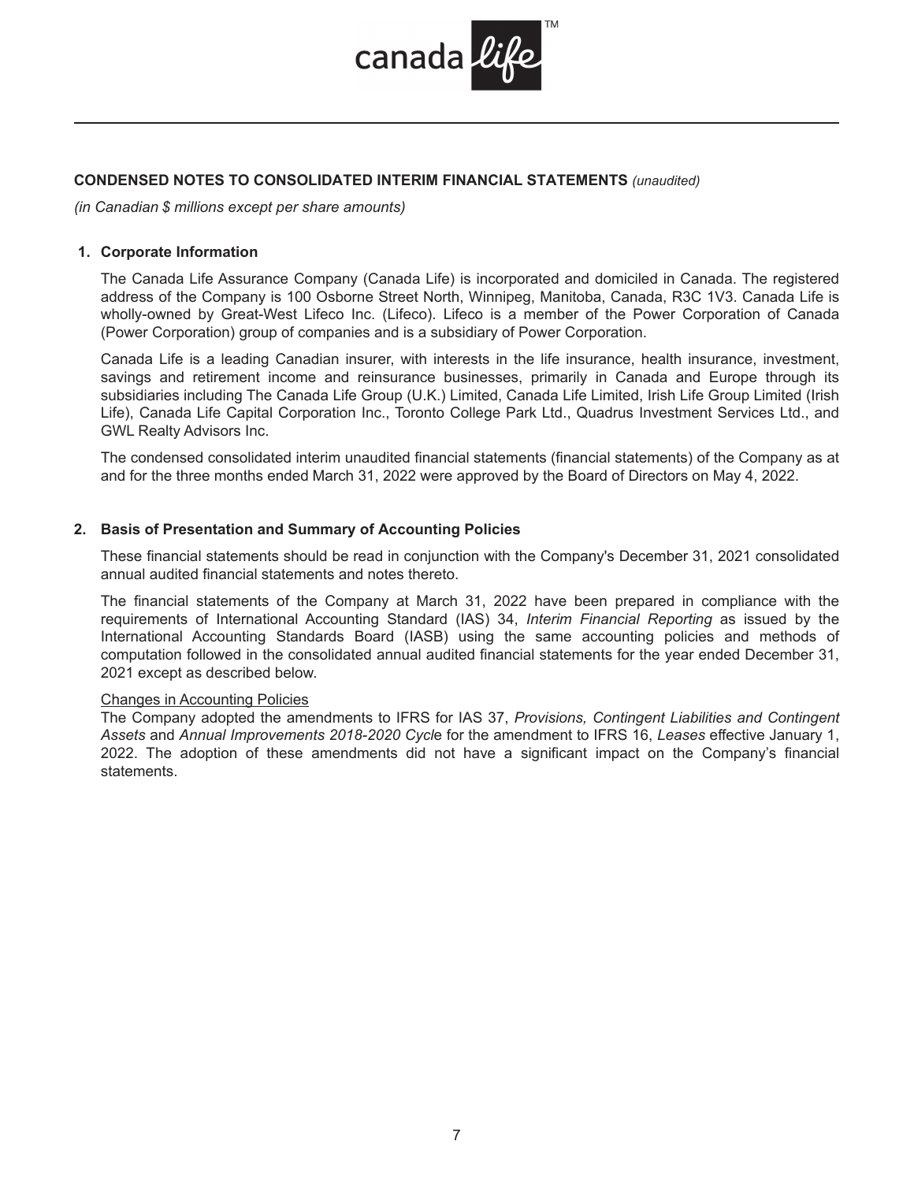**CONDENSED NOTES TO CONSOLIDATED INTERIM FINANCIAL STATEMENTS** *(unaudited)*

*(in Canadian $ millions except per share amounts)*

## 1. Corporate Information

The Canada Life Assurance Company (Canada Life) is incorporated and domiciled in Canada. The registered address of the Company is 100 Osborne Street North, Winnipeg, Manitoba, Canada, R3C 1V3. Canada Life is wholly-owned by Great-West Lifeco Inc. (Lifeco). Lifeco is a member of the Power Corporation of Canada (Power Corporation) group of companies and is a subsidiary of Power Corporation.

Canada Life is a leading Canadian insurer, with interests in the life insurance, health insurance, investment, savings and retirement income and reinsurance businesses, primarily in Canada and Europe through its subsidiaries including The Canada Life Group (U.K.) Limited, Canada Life Limited, Irish Life Group Limited (Irish Life), Canada Life Capital Corporation Inc., Toronto College Park Ltd., Quadrus Investment Services Ltd., and GWL Realty Advisors Inc.

The condensed consolidated interim unaudited financial statements (financial statements) of the Company as at and for the three months ended March 31, 2022 were approved by the Board of Directors on May 4, 2022.

## 2. Basis of Presentation and Summary of Accounting Policies

These financial statements should be read in conjunction with the Company's December 31, 2021 consolidated annual audited financial statements and notes thereto.

The financial statements of the Company at March 31, 2022 have been prepared in compliance with the requirements of International Accounting Standard (IAS) 34, *Interim Financial Reporting* as issued by the International Accounting Standards Board (IASB) using the same accounting policies and methods of computation followed in the consolidated annual audited financial statements for the year ended December 31, 2021 except as described below.

Changes in Accounting Policies

The Company adopted the amendments to IFRS for IAS 37, *Provisions, Contingent Liabilities and Contingent Assets* and *Annual Improvements 2018-2020 Cycle* for the amendment to IFRS 16, *Leases* effective January 1, 2022. The adoption of these amendments did not have a significant impact on the Company's financial statements.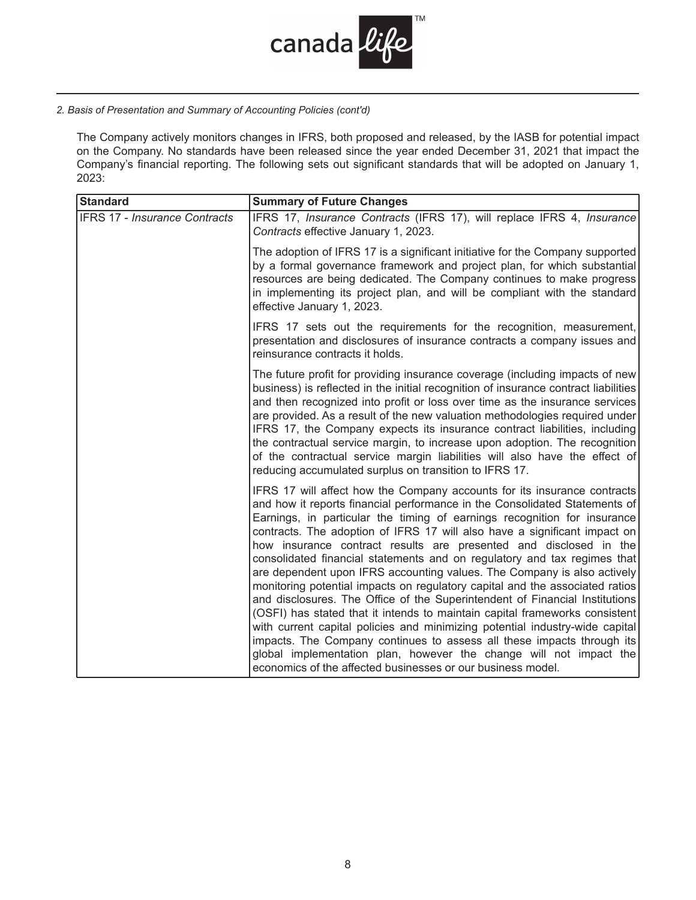*2. Basis of Presentation and Summary of Accounting Policies (cont'd)*

The Company actively monitors changes in IFRS, both proposed and released, by the IASB for potential impact on the Company. No standards have been released since the year ended December 31, 2021 that impact the Company's financial reporting. The following sets out significant standards that will be adopted on January 1, 2023:

| Standard | Summary of Future Changes |
|---|---|
| IFRS 17 - *Insurance Contracts* | IFRS 17, *Insurance Contracts* (IFRS 17), will replace IFRS 4, *Insurance Contracts* effective January 1, 2023.<br><br>The adoption of IFRS 17 is a significant initiative for the Company supported by a formal governance framework and project plan, for which substantial resources are being dedicated. The Company continues to make progress in implementing its project plan, and will be compliant with the standard effective January 1, 2023.<br><br>IFRS 17 sets out the requirements for the recognition, measurement, presentation and disclosures of insurance contracts a company issues and reinsurance contracts it holds.<br><br>The future profit for providing insurance coverage (including impacts of new business) is reflected in the initial recognition of insurance contract liabilities and then recognized into profit or loss over time as the insurance services are provided. As a result of the new valuation methodologies required under IFRS 17, the Company expects its insurance contract liabilities, including the contractual service margin, to increase upon adoption. The recognition of the contractual service margin liabilities will also have the effect of reducing accumulated surplus on transition to IFRS 17.<br><br>IFRS 17 will affect how the Company accounts for its insurance contracts and how it reports financial performance in the Consolidated Statements of Earnings, in particular the timing of earnings recognition for insurance contracts. The adoption of IFRS 17 will also have a significant impact on how insurance contract results are presented and disclosed in the consolidated financial statements and on regulatory and tax regimes that are dependent upon IFRS accounting values. The Company is also actively monitoring potential impacts on regulatory capital and the associated ratios and disclosures. The Office of the Superintendent of Financial Institutions (OSFI) has stated that it intends to maintain capital frameworks consistent with current capital policies and minimizing potential industry-wide capital impacts. The Company continues to assess all these impacts through its global implementation plan, however the change will not impact the economics of the affected businesses or our business model. |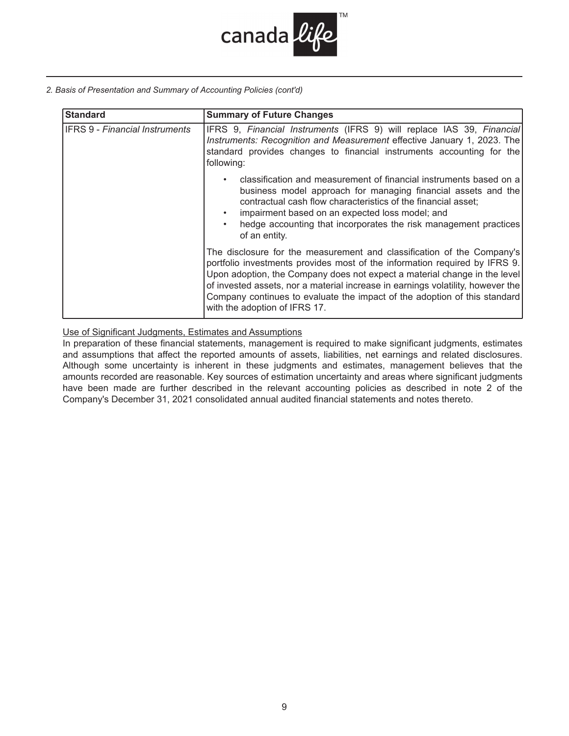*2. Basis of Presentation and Summary of Accounting Policies (cont'd)*

| Standard | Summary of Future Changes |
|---|---|
| IFRS 9 - *Financial Instruments* | IFRS 9, *Financial Instruments* (IFRS 9) will replace IAS 39, *Financial Instruments: Recognition and Measurement* effective January 1, 2023. The standard provides changes to financial instruments accounting for the following:<br>• classification and measurement of financial instruments based on a business model approach for managing financial assets and the contractual cash flow characteristics of the financial asset;<br>• impairment based on an expected loss model; and<br>• hedge accounting that incorporates the risk management practices of an entity.<br><br>The disclosure for the measurement and classification of the Company's portfolio investments provides most of the information required by IFRS 9. Upon adoption, the Company does not expect a material change in the level of invested assets, nor a material increase in earnings volatility, however the Company continues to evaluate the impact of the adoption of this standard with the adoption of IFRS 17. |

Use of Significant Judgments, Estimates and Assumptions

In preparation of these financial statements, management is required to make significant judgments, estimates and assumptions that affect the reported amounts of assets, liabilities, net earnings and related disclosures. Although some uncertainty is inherent in these judgments and estimates, management believes that the amounts recorded are reasonable. Key sources of estimation uncertainty and areas where significant judgments have been made are further described in the relevant accounting policies as described in note 2 of the Company's December 31, 2021 consolidated annual audited financial statements and notes thereto.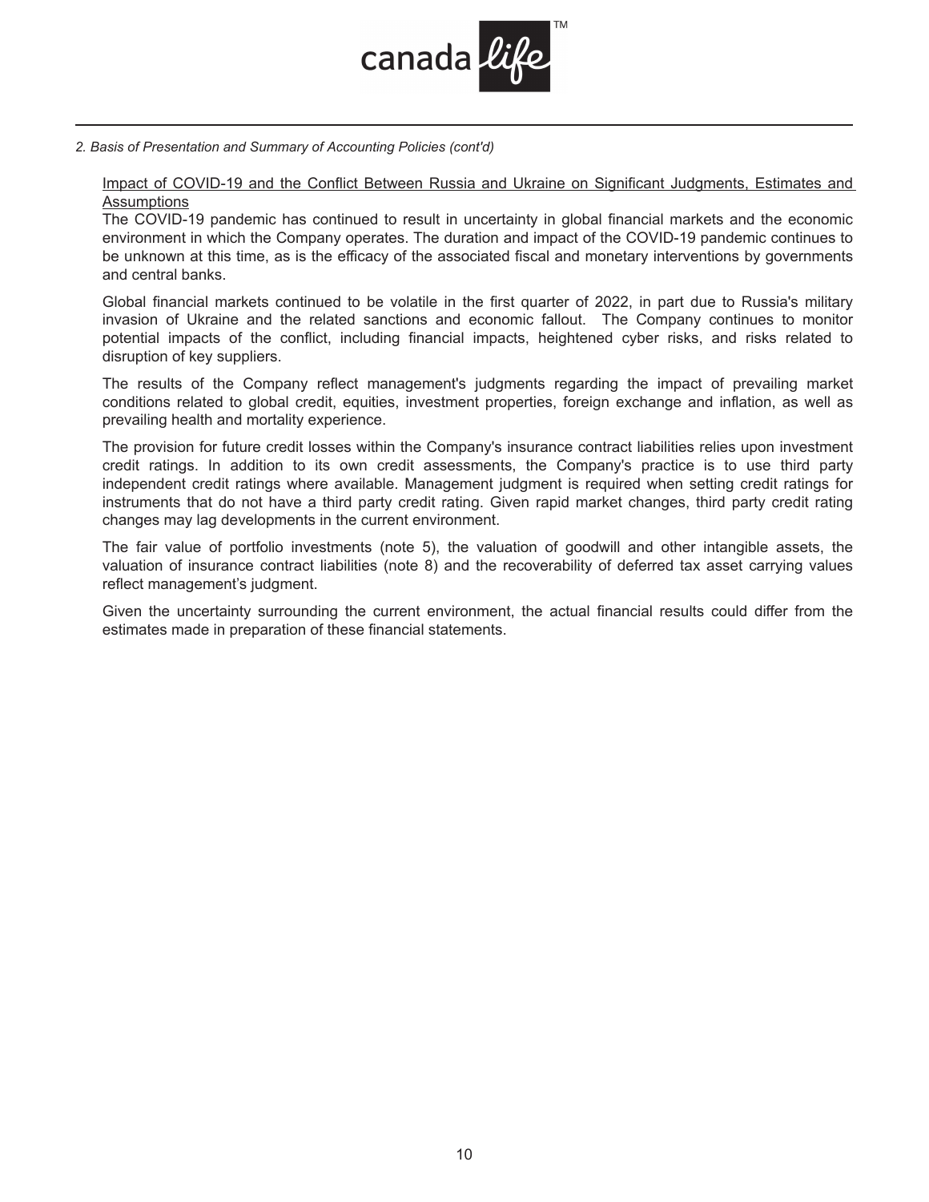*2. Basis of Presentation and Summary of Accounting Policies (cont'd)*

Impact of COVID-19 and the Conflict Between Russia and Ukraine on Significant Judgments, Estimates and Assumptions

The COVID-19 pandemic has continued to result in uncertainty in global financial markets and the economic environment in which the Company operates. The duration and impact of the COVID-19 pandemic continues to be unknown at this time, as is the efficacy of the associated fiscal and monetary interventions by governments and central banks.

Global financial markets continued to be volatile in the first quarter of 2022, in part due to Russia's military invasion of Ukraine and the related sanctions and economic fallout. The Company continues to monitor potential impacts of the conflict, including financial impacts, heightened cyber risks, and risks related to disruption of key suppliers.

The results of the Company reflect management's judgments regarding the impact of prevailing market conditions related to global credit, equities, investment properties, foreign exchange and inflation, as well as prevailing health and mortality experience.

The provision for future credit losses within the Company's insurance contract liabilities relies upon investment credit ratings. In addition to its own credit assessments, the Company's practice is to use third party independent credit ratings where available. Management judgment is required when setting credit ratings for instruments that do not have a third party credit rating. Given rapid market changes, third party credit rating changes may lag developments in the current environment.

The fair value of portfolio investments (note 5), the valuation of goodwill and other intangible assets, the valuation of insurance contract liabilities (note 8) and the recoverability of deferred tax asset carrying values reflect management's judgment.

Given the uncertainty surrounding the current environment, the actual financial results could differ from the estimates made in preparation of these financial statements.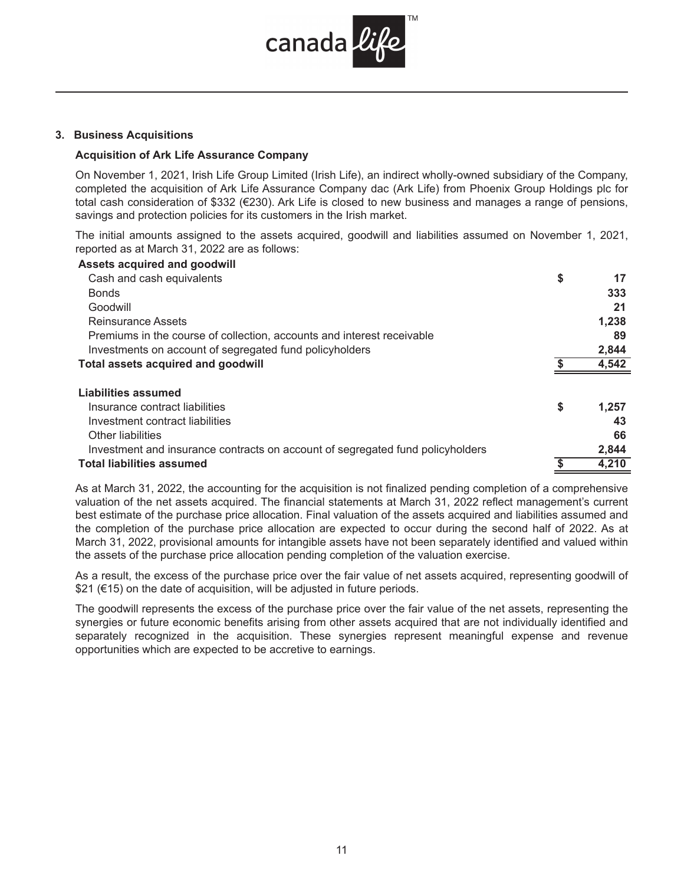## 3. Business Acquisitions

### Acquisition of Ark Life Assurance Company

On November 1, 2021, Irish Life Group Limited (Irish Life), an indirect wholly-owned subsidiary of the Company, completed the acquisition of Ark Life Assurance Company dac (Ark Life) from Phoenix Group Holdings plc for total cash consideration of $332 (€230). Ark Life is closed to new business and manages a range of pensions, savings and protection policies for its customers in the Irish market.

The initial amounts assigned to the assets acquired, goodwill and liabilities assumed on November 1, 2021, reported as at March 31, 2022 are as follows:

| | | |
|---|---|---|
| **Assets acquired and goodwill** | | |
| Cash and cash equivalents | **$** | **17** |
| Bonds | | **333** |
| Goodwill | | **21** |
| Reinsurance Assets | | **1,238** |
| Premiums in the course of collection, accounts and interest receivable | | **89** |
| Investments on account of segregated fund policyholders | | **2,844** |
| **Total assets acquired and goodwill** | **$** | **4,542** |
| | | |
| **Liabilities assumed** | | |
| Insurance contract liabilities | **$** | **1,257** |
| Investment contract liabilities | | **43** |
| Other liabilities | | **66** |
| Investment and insurance contracts on account of segregated fund policyholders | | **2,844** |
| **Total liabilities assumed** | **$** | **4,210** |

As at March 31, 2022, the accounting for the acquisition is not finalized pending completion of a comprehensive valuation of the net assets acquired. The financial statements at March 31, 2022 reflect management's current best estimate of the purchase price allocation. Final valuation of the assets acquired and liabilities assumed and the completion of the purchase price allocation are expected to occur during the second half of 2022. As at March 31, 2022, provisional amounts for intangible assets have not been separately identified and valued within the assets of the purchase price allocation pending completion of the valuation exercise.

As a result, the excess of the purchase price over the fair value of net assets acquired, representing goodwill of $21 (€15) on the date of acquisition, will be adjusted in future periods.

The goodwill represents the excess of the purchase price over the fair value of the net assets, representing the synergies or future economic benefits arising from other assets acquired that are not individually identified and separately recognized in the acquisition. These synergies represent meaningful expense and revenue opportunities which are expected to be accretive to earnings.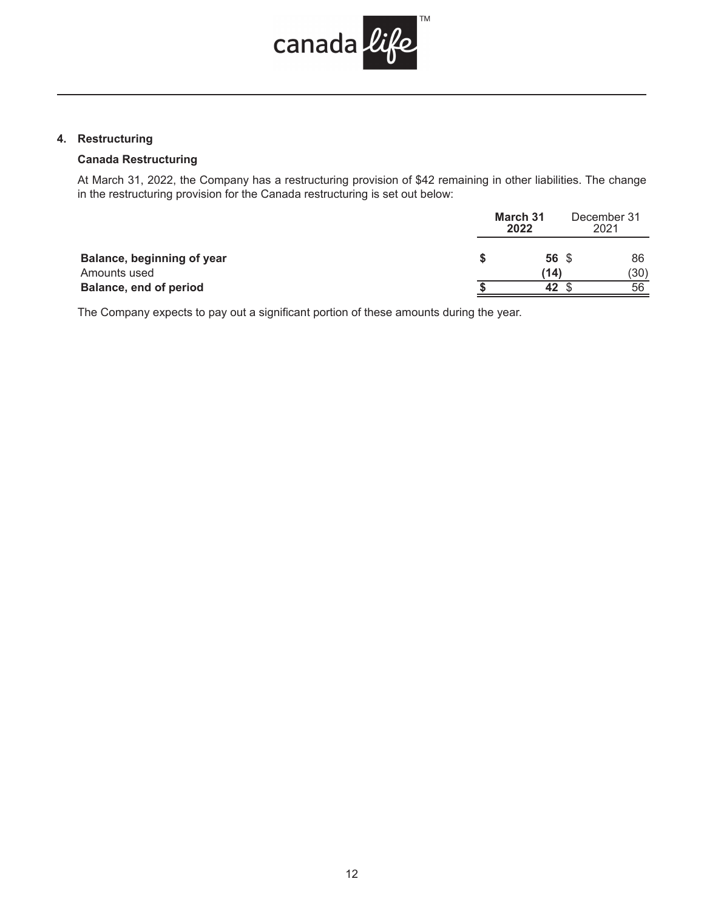## 4. Restructuring

### Canada Restructuring

At March 31, 2022, the Company has a restructuring provision of $42 remaining in other liabilities. The change in the restructuring provision for the Canada restructuring is set out below:

| | **March 31 2022** | December 31 2021 |
|---|---|---|
| **Balance, beginning of year** | **$ 56** | $ 86 |
| Amounts used | **(14)** | (30) |
| **Balance, end of period** | **$ 42** | $ 56 |

The Company expects to pay out a significant portion of these amounts during the year.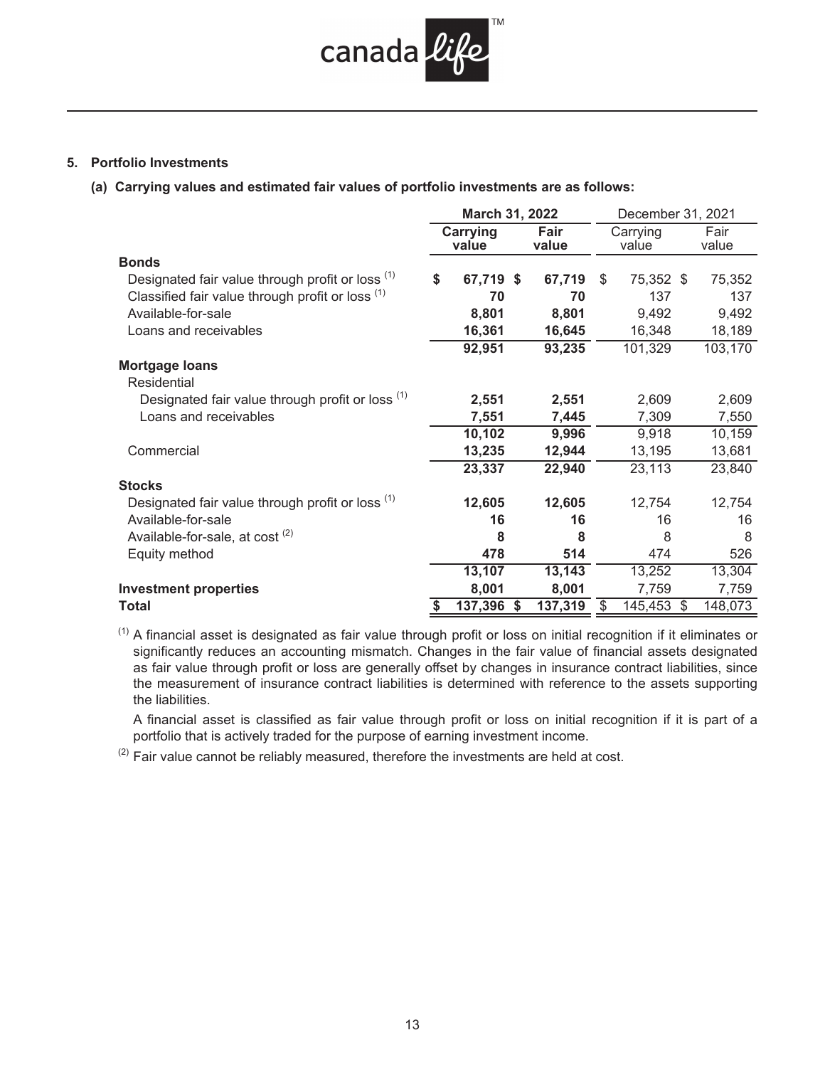## 5. Portfolio Investments

### (a) Carrying values and estimated fair values of portfolio investments are as follows:

| | **March 31, 2022** | | December 31, 2021 | |
|---|---|---|---|---|
| | **Carrying value** | **Fair value** | Carrying value | Fair value |
| **Bonds** | | | | |
| Designated fair value through profit or loss [(1)] | **$ 67,719** | **$ 67,719** | $ 75,352 | $ 75,352 |
| Classified fair value through profit or loss [(1)] | **70** | **70** | 137 | 137 |
| Available-for-sale | **8,801** | **8,801** | 9,492 | 9,492 |
| Loans and receivables | **16,361** | **16,645** | 16,348 | 18,189 |
| | **92,951** | **93,235** | 101,329 | 103,170 |
| **Mortgage loans** | | | | |
| Residential | | | | |
| Designated fair value through profit or loss [(1)] | **2,551** | **2,551** | 2,609 | 2,609 |
| Loans and receivables | **7,551** | **7,445** | 7,309 | 7,550 |
| | **10,102** | **9,996** | 9,918 | 10,159 |
| Commercial | **13,235** | **12,944** | 13,195 | 13,681 |
| | **23,337** | **22,940** | 23,113 | 23,840 |
| **Stocks** | | | | |
| Designated fair value through profit or loss [(1)] | **12,605** | **12,605** | 12,754 | 12,754 |
| Available-for-sale | **16** | **16** | 16 | 16 |
| Available-for-sale, at cost [(2)] | **8** | **8** | 8 | 8 |
| Equity method | **478** | **514** | 474 | 526 |
| | **13,107** | **13,143** | 13,252 | 13,304 |
| **Investment properties** | **8,001** | **8,001** | 7,759 | 7,759 |
| **Total** | **$ 137,396** | **$ 137,319** | $ 145,453 | $ 148,073 |

[(1)] A financial asset is designated as fair value through profit or loss on initial recognition if it eliminates or significantly reduces an accounting mismatch. Changes in the fair value of financial assets designated as fair value through profit or loss are generally offset by changes in insurance contract liabilities, since the measurement of insurance contract liabilities is determined with reference to the assets supporting the liabilities.

A financial asset is classified as fair value through profit or loss on initial recognition if it is part of a portfolio that is actively traded for the purpose of earning investment income.

[(2)] Fair value cannot be reliably measured, therefore the investments are held at cost.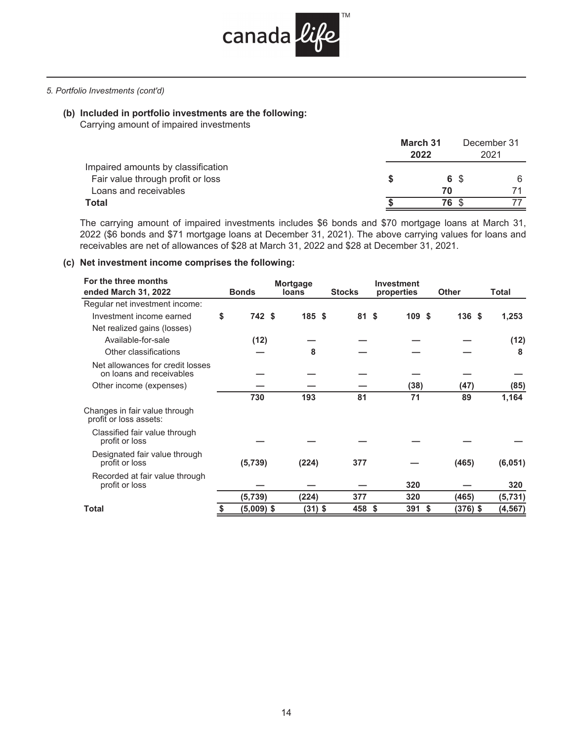*5. Portfolio Investments (cont'd)*

**(b) Included in portfolio investments are the following:**

Carrying amount of impaired investments

| | March 31 2022 | December 31 2021 |
|---|---|---|
| Impaired amounts by classification | | |
| Fair value through profit or loss | $ 6 | $ 6 |
| Loans and receivables | 70 | 71 |
| **Total** | $ 76 | $ 77 |

The carrying amount of impaired investments includes $6 bonds and $70 mortgage loans at March 31, 2022 ($6 bonds and $71 mortgage loans at December 31, 2021). The above carrying values for loans and receivables are net of allowances of $28 at March 31, 2022 and $28 at December 31, 2021.

**(c) Net investment income comprises the following:**

| For the three months ended March 31, 2022 | Bonds | Mortgage loans | Stocks | Investment properties | Other | Total |
|---|---|---|---|---|---|---|
| Regular net investment income: | | | | | | |
| Investment income earned | $ 742 | $ 185 | $ 81 | $ 109 | $ 136 | $ 1,253 |
| Net realized gains (losses) | | | | | | |
| Available-for-sale | (12) | — | — | — | — | (12) |
| Other classifications | — | 8 | — | — | — | 8 |
| Net allowances for credit losses on loans and receivables | — | — | — | — | — | — |
| Other income (expenses) | — | — | — | (38) | (47) | (85) |
| | 730 | 193 | 81 | 71 | 89 | 1,164 |
| Changes in fair value through profit or loss assets: | | | | | | |
| Classified fair value through profit or loss | — | — | — | — | — | — |
| Designated fair value through profit or loss | (5,739) | (224) | 377 | — | (465) | (6,051) |
| Recorded at fair value through profit or loss | — | — | — | 320 | — | 320 |
| | (5,739) | (224) | 377 | 320 | (465) | (5,731) |
| **Total** | $ (5,009) | $ (31) | $ 458 | $ 391 | $ (376) | $ (4,567) |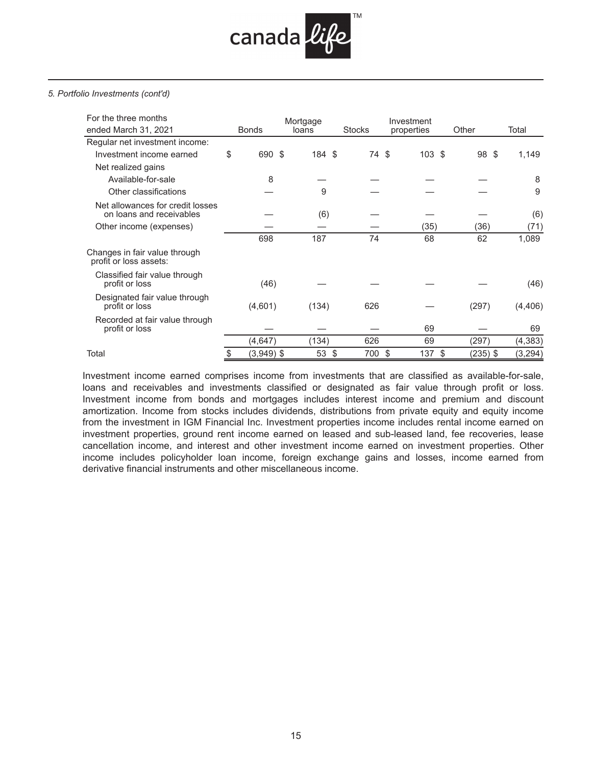*5. Portfolio Investments (cont'd)*

| For the three months ended March 31, 2021 | Bonds | Mortgage loans | Stocks | Investment properties | Other | Total |
|---|---|---|---|---|---|---|
| Regular net investment income: | | | | | | |
| Investment income earned | $ 690 | $ 184 | $ 74 | $ 103 | $ 98 | $ 1,149 |
| Net realized gains | | | | | | |
| Available-for-sale | 8 | — | — | — | — | 8 |
| Other classifications | — | 9 | — | — | — | 9 |
| Net allowances for credit losses on loans and receivables | — | (6) | — | — | — | (6) |
| Other income (expenses) | — | — | — | (35) | (36) | (71) |
| | 698 | 187 | 74 | 68 | 62 | 1,089 |
| Changes in fair value through profit or loss assets: | | | | | | |
| Classified fair value through profit or loss | (46) | — | — | — | — | (46) |
| Designated fair value through profit or loss | (4,601) | (134) | 626 | — | (297) | (4,406) |
| Recorded at fair value through profit or loss | — | — | — | 69 | — | 69 |
| | (4,647) | (134) | 626 | 69 | (297) | (4,383) |
| Total | $ (3,949) | $ 53 | $ 700 | $ 137 | $ (235) | $ (3,294) |

Investment income earned comprises income from investments that are classified as available-for-sale, loans and receivables and investments classified or designated as fair value through profit or loss. Investment income from bonds and mortgages includes interest income and premium and discount amortization. Income from stocks includes dividends, distributions from private equity and equity income from the investment in IGM Financial Inc. Investment properties income includes rental income earned on investment properties, ground rent income earned on leased and sub-leased land, fee recoveries, lease cancellation income, and interest and other investment income earned on investment properties. Other income includes policyholder loan income, foreign exchange gains and losses, income earned from derivative financial instruments and other miscellaneous income.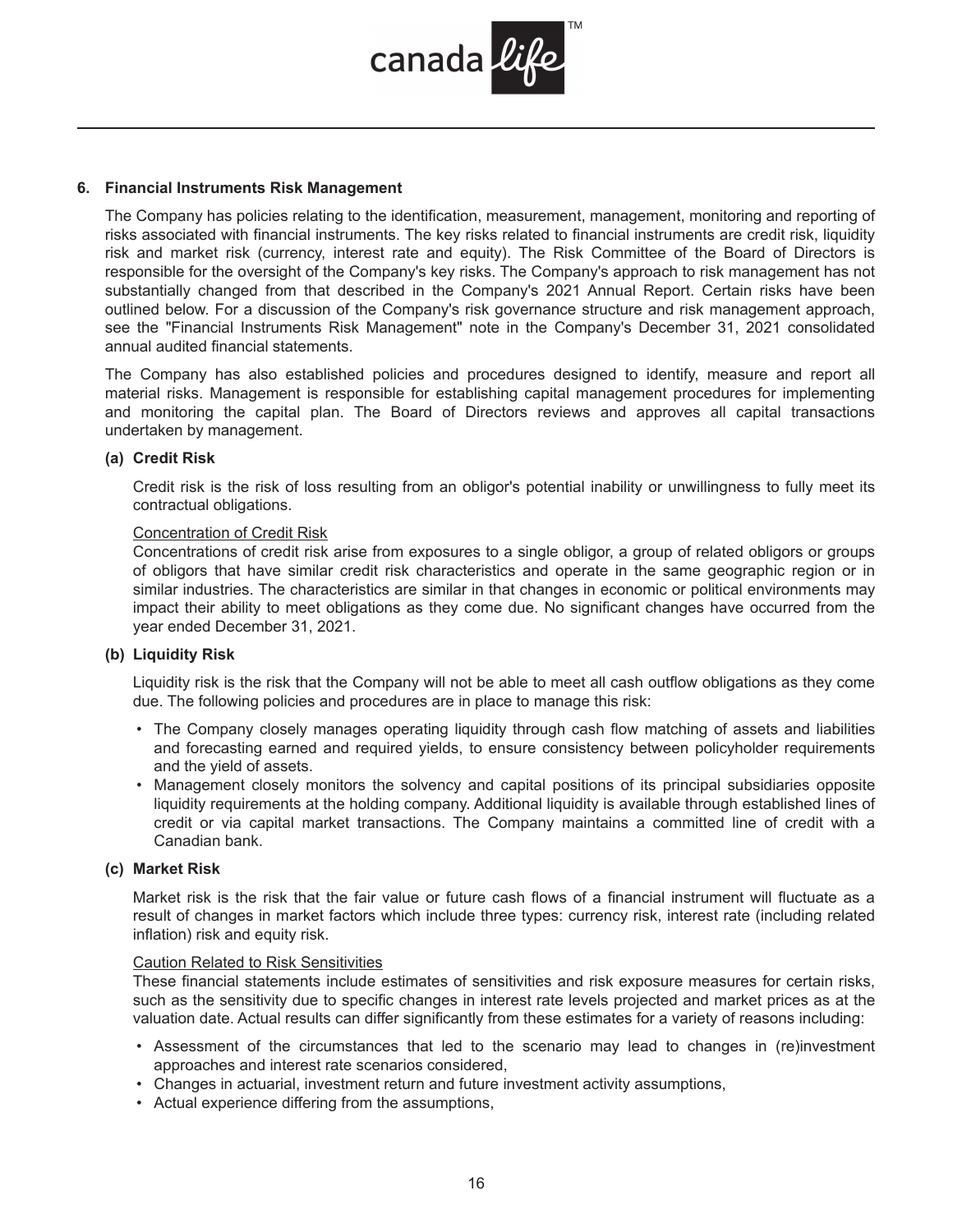## 6. Financial Instruments Risk Management

The Company has policies relating to the identification, measurement, management, monitoring and reporting of risks associated with financial instruments. The key risks related to financial instruments are credit risk, liquidity risk and market risk (currency, interest rate and equity). The Risk Committee of the Board of Directors is responsible for the oversight of the Company's key risks. The Company's approach to risk management has not substantially changed from that described in the Company's 2021 Annual Report. Certain risks have been outlined below. For a discussion of the Company's risk governance structure and risk management approach, see the "Financial Instruments Risk Management" note in the Company's December 31, 2021 consolidated annual audited financial statements.

The Company has also established policies and procedures designed to identify, measure and report all material risks. Management is responsible for establishing capital management procedures for implementing and monitoring the capital plan. The Board of Directors reviews and approves all capital transactions undertaken by management.

### (a) Credit Risk

Credit risk is the risk of loss resulting from an obligor's potential inability or unwillingness to fully meet its contractual obligations.

Concentration of Credit Risk

Concentrations of credit risk arise from exposures to a single obligor, a group of related obligors or groups of obligors that have similar credit risk characteristics and operate in the same geographic region or in similar industries. The characteristics are similar in that changes in economic or political environments may impact their ability to meet obligations as they come due. No significant changes have occurred from the year ended December 31, 2021.

### (b) Liquidity Risk

Liquidity risk is the risk that the Company will not be able to meet all cash outflow obligations as they come due. The following policies and procedures are in place to manage this risk:

- The Company closely manages operating liquidity through cash flow matching of assets and liabilities and forecasting earned and required yields, to ensure consistency between policyholder requirements and the yield of assets.
- Management closely monitors the solvency and capital positions of its principal subsidiaries opposite liquidity requirements at the holding company. Additional liquidity is available through established lines of credit or via capital market transactions. The Company maintains a committed line of credit with a Canadian bank.

### (c) Market Risk

Market risk is the risk that the fair value or future cash flows of a financial instrument will fluctuate as a result of changes in market factors which include three types: currency risk, interest rate (including related inflation) risk and equity risk.

Caution Related to Risk Sensitivities

These financial statements include estimates of sensitivities and risk exposure measures for certain risks, such as the sensitivity due to specific changes in interest rate levels projected and market prices as at the valuation date. Actual results can differ significantly from these estimates for a variety of reasons including:

- Assessment of the circumstances that led to the scenario may lead to changes in (re)investment approaches and interest rate scenarios considered,
- Changes in actuarial, investment return and future investment activity assumptions,
- Actual experience differing from the assumptions,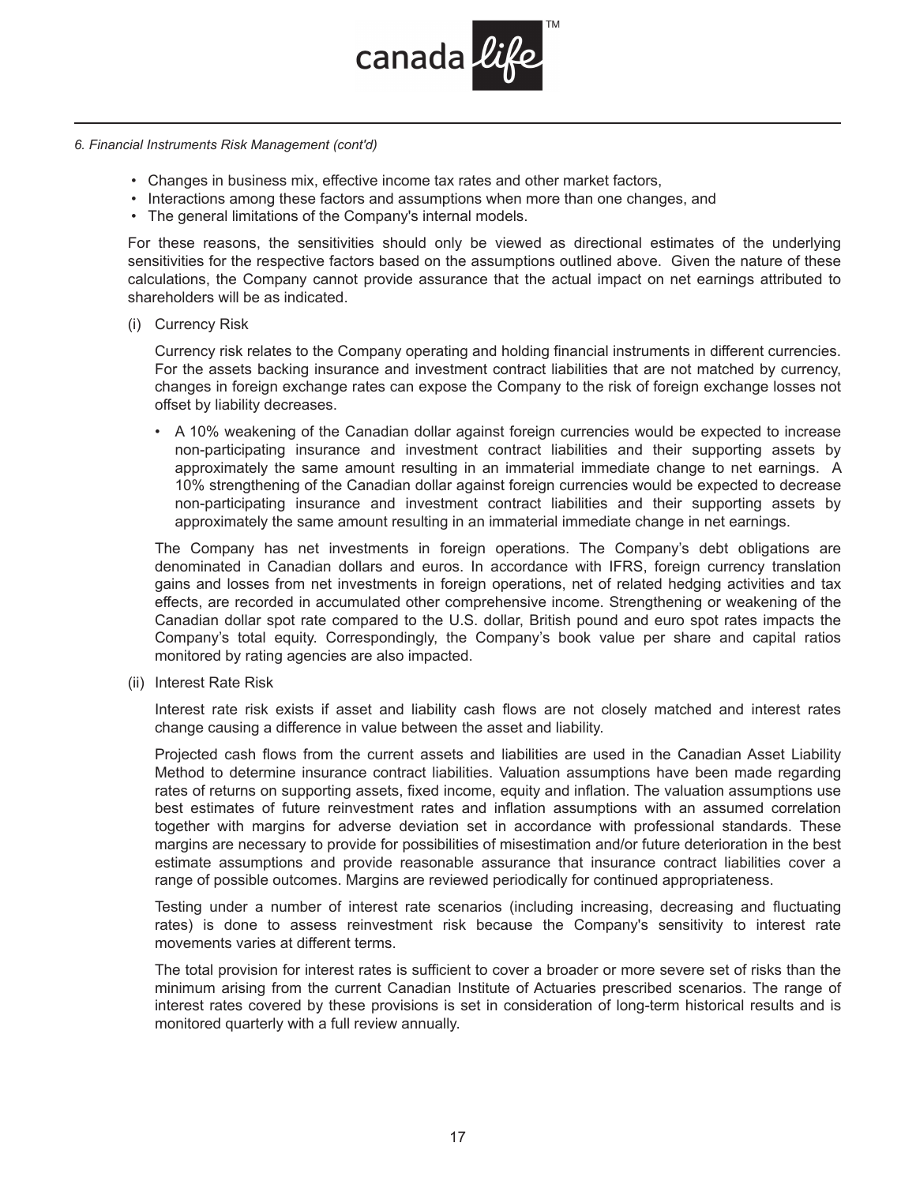*6. Financial Instruments Risk Management (cont'd)*

- Changes in business mix, effective income tax rates and other market factors,
- Interactions among these factors and assumptions when more than one changes, and
- The general limitations of the Company's internal models.

For these reasons, the sensitivities should only be viewed as directional estimates of the underlying sensitivities for the respective factors based on the assumptions outlined above. Given the nature of these calculations, the Company cannot provide assurance that the actual impact on net earnings attributed to shareholders will be as indicated.

(i) Currency Risk

Currency risk relates to the Company operating and holding financial instruments in different currencies. For the assets backing insurance and investment contract liabilities that are not matched by currency, changes in foreign exchange rates can expose the Company to the risk of foreign exchange losses not offset by liability decreases.

- A 10% weakening of the Canadian dollar against foreign currencies would be expected to increase non-participating insurance and investment contract liabilities and their supporting assets by approximately the same amount resulting in an immaterial immediate change to net earnings. A 10% strengthening of the Canadian dollar against foreign currencies would be expected to decrease non-participating insurance and investment contract liabilities and their supporting assets by approximately the same amount resulting in an immaterial immediate change in net earnings.

The Company has net investments in foreign operations. The Company's debt obligations are denominated in Canadian dollars and euros. In accordance with IFRS, foreign currency translation gains and losses from net investments in foreign operations, net of related hedging activities and tax effects, are recorded in accumulated other comprehensive income. Strengthening or weakening of the Canadian dollar spot rate compared to the U.S. dollar, British pound and euro spot rates impacts the Company's total equity. Correspondingly, the Company's book value per share and capital ratios monitored by rating agencies are also impacted.

(ii) Interest Rate Risk

Interest rate risk exists if asset and liability cash flows are not closely matched and interest rates change causing a difference in value between the asset and liability.

Projected cash flows from the current assets and liabilities are used in the Canadian Asset Liability Method to determine insurance contract liabilities. Valuation assumptions have been made regarding rates of returns on supporting assets, fixed income, equity and inflation. The valuation assumptions use best estimates of future reinvestment rates and inflation assumptions with an assumed correlation together with margins for adverse deviation set in accordance with professional standards. These margins are necessary to provide for possibilities of misestimation and/or future deterioration in the best estimate assumptions and provide reasonable assurance that insurance contract liabilities cover a range of possible outcomes. Margins are reviewed periodically for continued appropriateness.

Testing under a number of interest rate scenarios (including increasing, decreasing and fluctuating rates) is done to assess reinvestment risk because the Company's sensitivity to interest rate movements varies at different terms.

The total provision for interest rates is sufficient to cover a broader or more severe set of risks than the minimum arising from the current Canadian Institute of Actuaries prescribed scenarios. The range of interest rates covered by these provisions is set in consideration of long-term historical results and is monitored quarterly with a full review annually.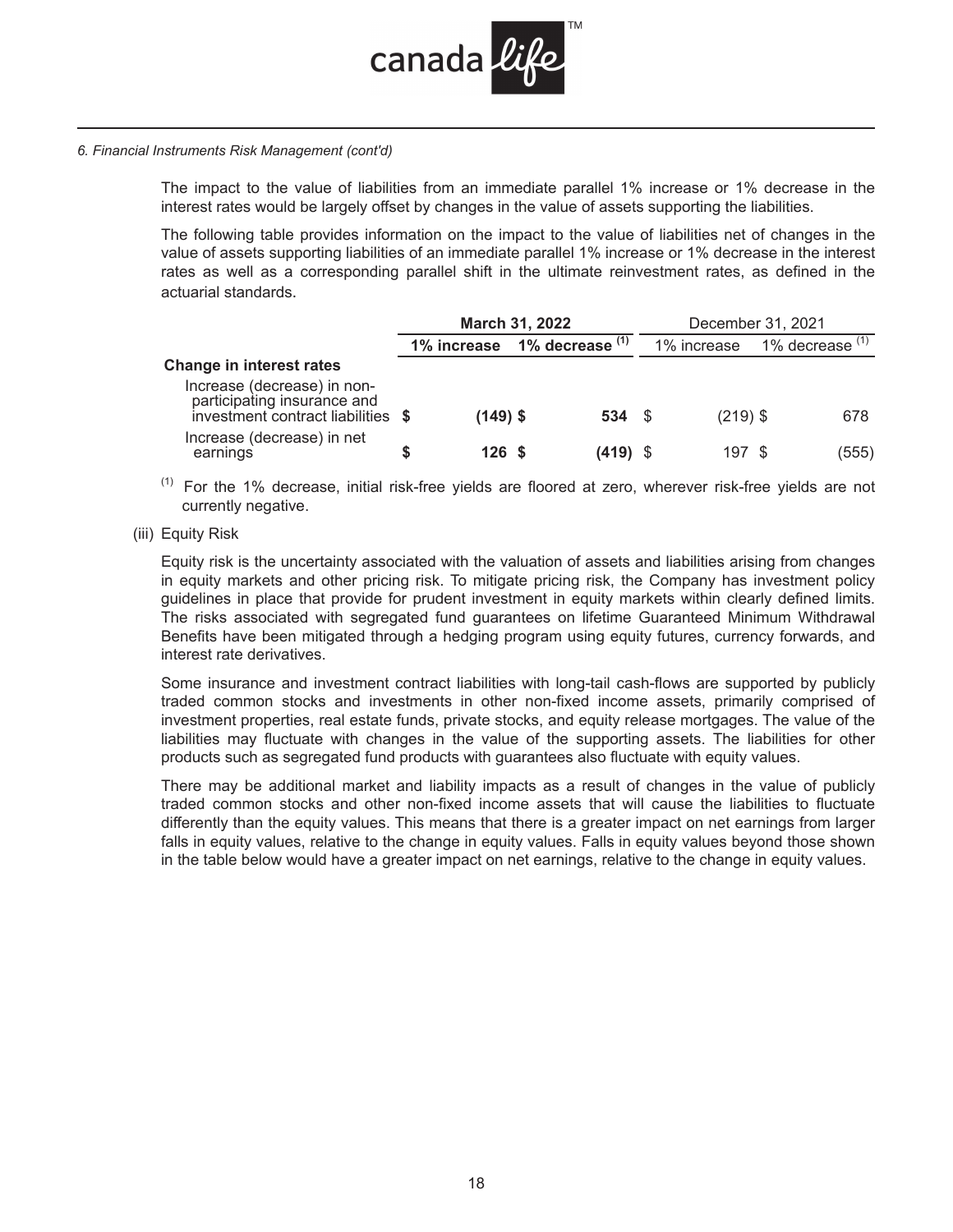*6. Financial Instruments Risk Management (cont'd)*

The impact to the value of liabilities from an immediate parallel 1% increase or 1% decrease in the interest rates would be largely offset by changes in the value of assets supporting the liabilities.

The following table provides information on the impact to the value of liabilities net of changes in the value of assets supporting liabilities of an immediate parallel 1% increase or 1% decrease in the interest rates as well as a corresponding parallel shift in the ultimate reinvestment rates, as defined in the actuarial standards.

| | **March 31, 2022** | | December 31, 2021 | |
|---|---|---|---|---|
| | **1% increase** | **1% decrease [1]** | 1% increase | 1% decrease [1] |
| **Change in interest rates** | | | | |
| Increase (decrease) in non-participating insurance and investment contract liabilities | **$ (149)** | **$ 534** | $ (219) | $ 678 |
| Increase (decrease) in net earnings | **$ 126** | **$ (419)** | $ 197 | $ (555) |

[1] For the 1% decrease, initial risk-free yields are floored at zero, wherever risk-free yields are not currently negative.

(iii) Equity Risk

Equity risk is the uncertainty associated with the valuation of assets and liabilities arising from changes in equity markets and other pricing risk. To mitigate pricing risk, the Company has investment policy guidelines in place that provide for prudent investment in equity markets within clearly defined limits. The risks associated with segregated fund guarantees on lifetime Guaranteed Minimum Withdrawal Benefits have been mitigated through a hedging program using equity futures, currency forwards, and interest rate derivatives.

Some insurance and investment contract liabilities with long-tail cash-flows are supported by publicly traded common stocks and investments in other non-fixed income assets, primarily comprised of investment properties, real estate funds, private stocks, and equity release mortgages. The value of the liabilities may fluctuate with changes in the value of the supporting assets. The liabilities for other products such as segregated fund products with guarantees also fluctuate with equity values.

There may be additional market and liability impacts as a result of changes in the value of publicly traded common stocks and other non-fixed income assets that will cause the liabilities to fluctuate differently than the equity values. This means that there is a greater impact on net earnings from larger falls in equity values, relative to the change in equity values. Falls in equity values beyond those shown in the table below would have a greater impact on net earnings, relative to the change in equity values.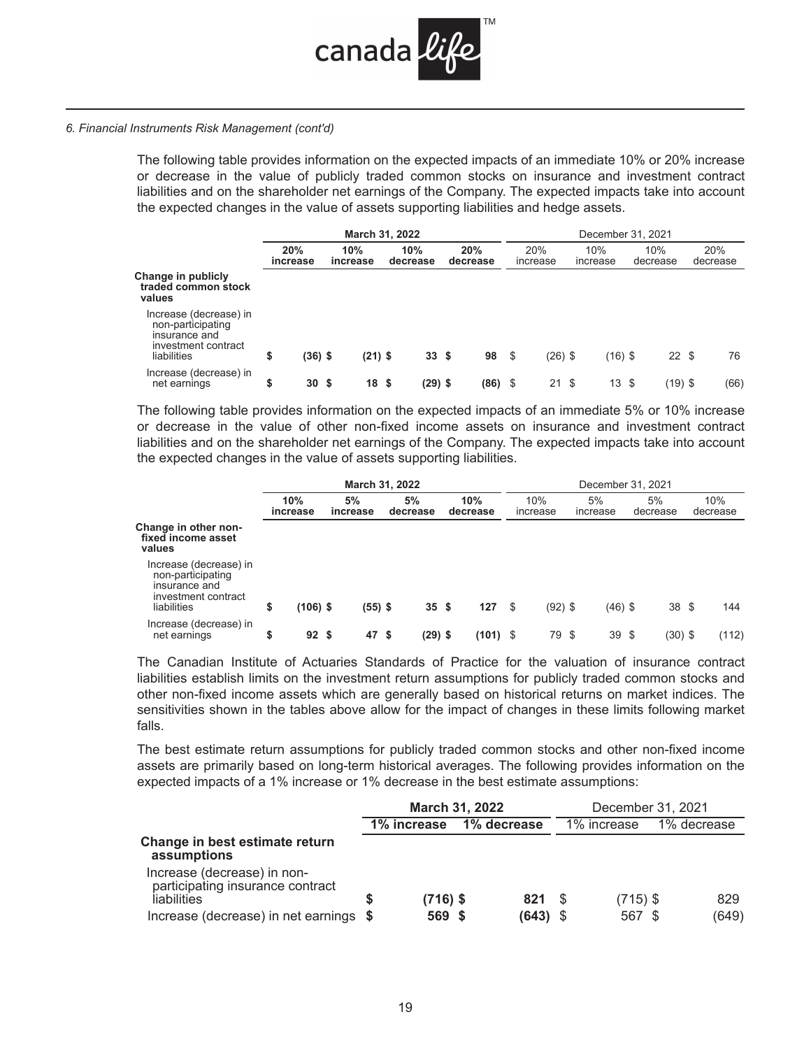*6. Financial Instruments Risk Management (cont'd)*

The following table provides information on the expected impacts of an immediate 10% or 20% increase or decrease in the value of publicly traded common stocks on insurance and investment contract liabilities and on the shareholder net earnings of the Company. The expected impacts take into account the expected changes in the value of assets supporting liabilities and hedge assets.

| | **March 31, 2022** | | | | December 31, 2021 | | | |
|---|---|---|---|---|---|---|---|---|
| | **20% increase** | **10% increase** | **10% decrease** | **20% decrease** | 20% increase | 10% increase | 10% decrease | 20% decrease |
| **Change in publicly traded common stock values** | | | | | | | | |
| Increase (decrease) in non-participating insurance and investment contract liabilities | **$ (36)** | **$ (21)** | **$ 33** | **$ 98** | $ (26) | $ (16) | $ 22 | $ 76 |
| Increase (decrease) in net earnings | **$ 30** | **$ 18** | **$ (29)** | **$ (86)** | $ 21 | $ 13 | $ (19) | $ (66) |

The following table provides information on the expected impacts of an immediate 5% or 10% increase or decrease in the value of other non-fixed income assets on insurance and investment contract liabilities and on the shareholder net earnings of the Company. The expected impacts take into account the expected changes in the value of assets supporting liabilities.

| | **March 31, 2022** | | | | December 31, 2021 | | | |
|---|---|---|---|---|---|---|---|---|
| | **10% increase** | **5% increase** | **5% decrease** | **10% decrease** | 10% increase | 5% increase | 5% decrease | 10% decrease |
| **Change in other non-fixed income asset values** | | | | | | | | |
| Increase (decrease) in non-participating insurance and investment contract liabilities | **$ (106)** | **$ (55)** | **$ 35** | **$ 127** | $ (92) | $ (46) | $ 38 | $ 144 |
| Increase (decrease) in net earnings | **$ 92** | **$ 47** | **$ (29)** | **$ (101)** | $ 79 | $ 39 | $ (30) | $ (112) |

The Canadian Institute of Actuaries Standards of Practice for the valuation of insurance contract liabilities establish limits on the investment return assumptions for publicly traded common stocks and other non-fixed income assets which are generally based on historical returns on market indices. The sensitivities shown in the tables above allow for the impact of changes in these limits following market falls.

The best estimate return assumptions for publicly traded common stocks and other non-fixed income assets are primarily based on long-term historical averages. The following provides information on the expected impacts of a 1% increase or 1% decrease in the best estimate assumptions:

| | **March 31, 2022** | | December 31, 2021 | |
|---|---|---|---|---|
| | **1% increase** | **1% decrease** | 1% increase | 1% decrease |
| **Change in best estimate return assumptions** | | | | |
| Increase (decrease) in non-participating insurance contract liabilities | **$ (716)** | **$ 821** | $ (715) | $ 829 |
| Increase (decrease) in net earnings | **$ 569** | **$ (643)** | $ 567 | $ (649) |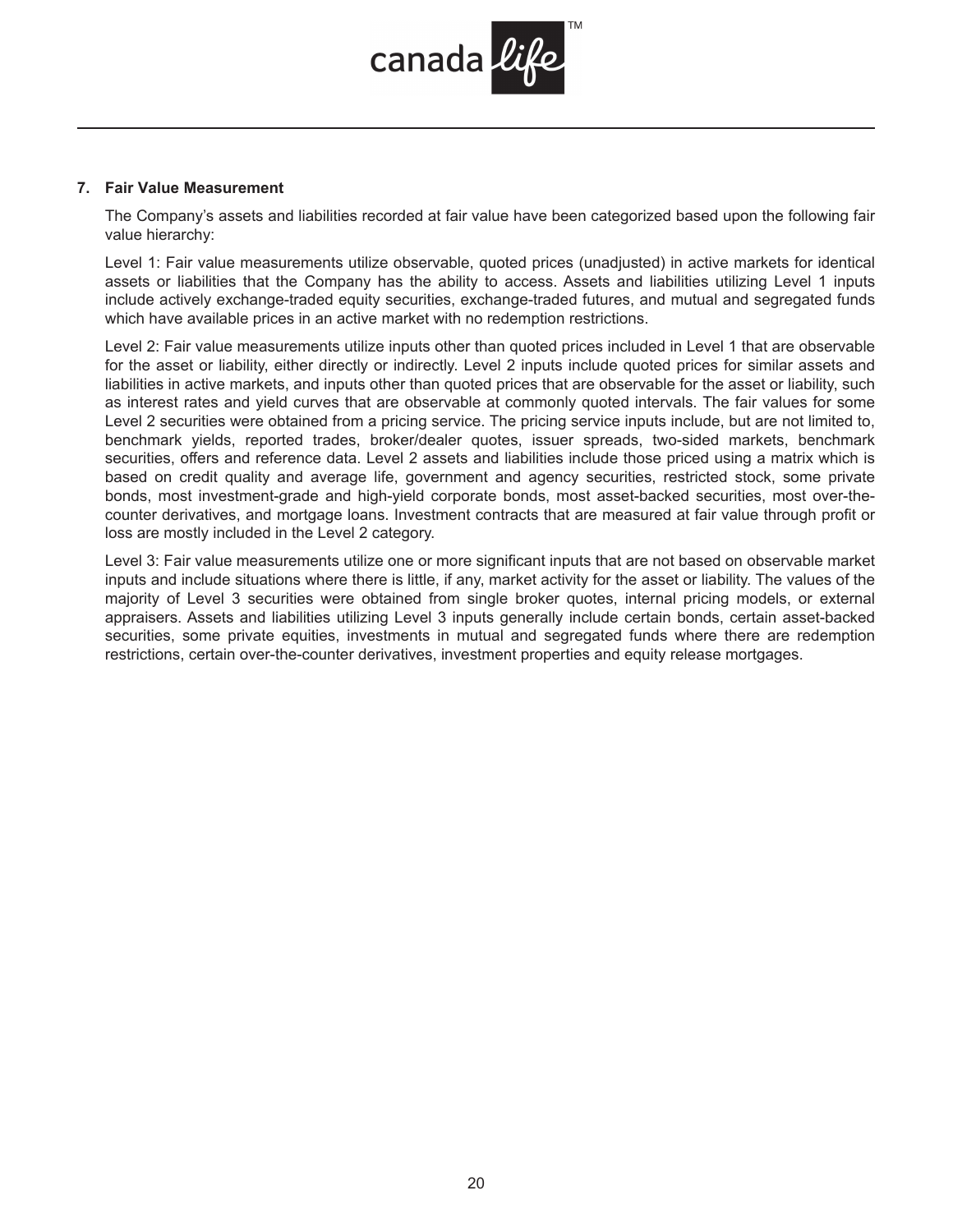## 7. Fair Value Measurement

The Company's assets and liabilities recorded at fair value have been categorized based upon the following fair value hierarchy:

Level 1: Fair value measurements utilize observable, quoted prices (unadjusted) in active markets for identical assets or liabilities that the Company has the ability to access. Assets and liabilities utilizing Level 1 inputs include actively exchange-traded equity securities, exchange-traded futures, and mutual and segregated funds which have available prices in an active market with no redemption restrictions.

Level 2: Fair value measurements utilize inputs other than quoted prices included in Level 1 that are observable for the asset or liability, either directly or indirectly. Level 2 inputs include quoted prices for similar assets and liabilities in active markets, and inputs other than quoted prices that are observable for the asset or liability, such as interest rates and yield curves that are observable at commonly quoted intervals. The fair values for some Level 2 securities were obtained from a pricing service. The pricing service inputs include, but are not limited to, benchmark yields, reported trades, broker/dealer quotes, issuer spreads, two-sided markets, benchmark securities, offers and reference data. Level 2 assets and liabilities include those priced using a matrix which is based on credit quality and average life, government and agency securities, restricted stock, some private bonds, most investment-grade and high-yield corporate bonds, most asset-backed securities, most over-the-counter derivatives, and mortgage loans. Investment contracts that are measured at fair value through profit or loss are mostly included in the Level 2 category.

Level 3: Fair value measurements utilize one or more significant inputs that are not based on observable market inputs and include situations where there is little, if any, market activity for the asset or liability. The values of the majority of Level 3 securities were obtained from single broker quotes, internal pricing models, or external appraisers. Assets and liabilities utilizing Level 3 inputs generally include certain bonds, certain asset-backed securities, some private equities, investments in mutual and segregated funds where there are redemption restrictions, certain over-the-counter derivatives, investment properties and equity release mortgages.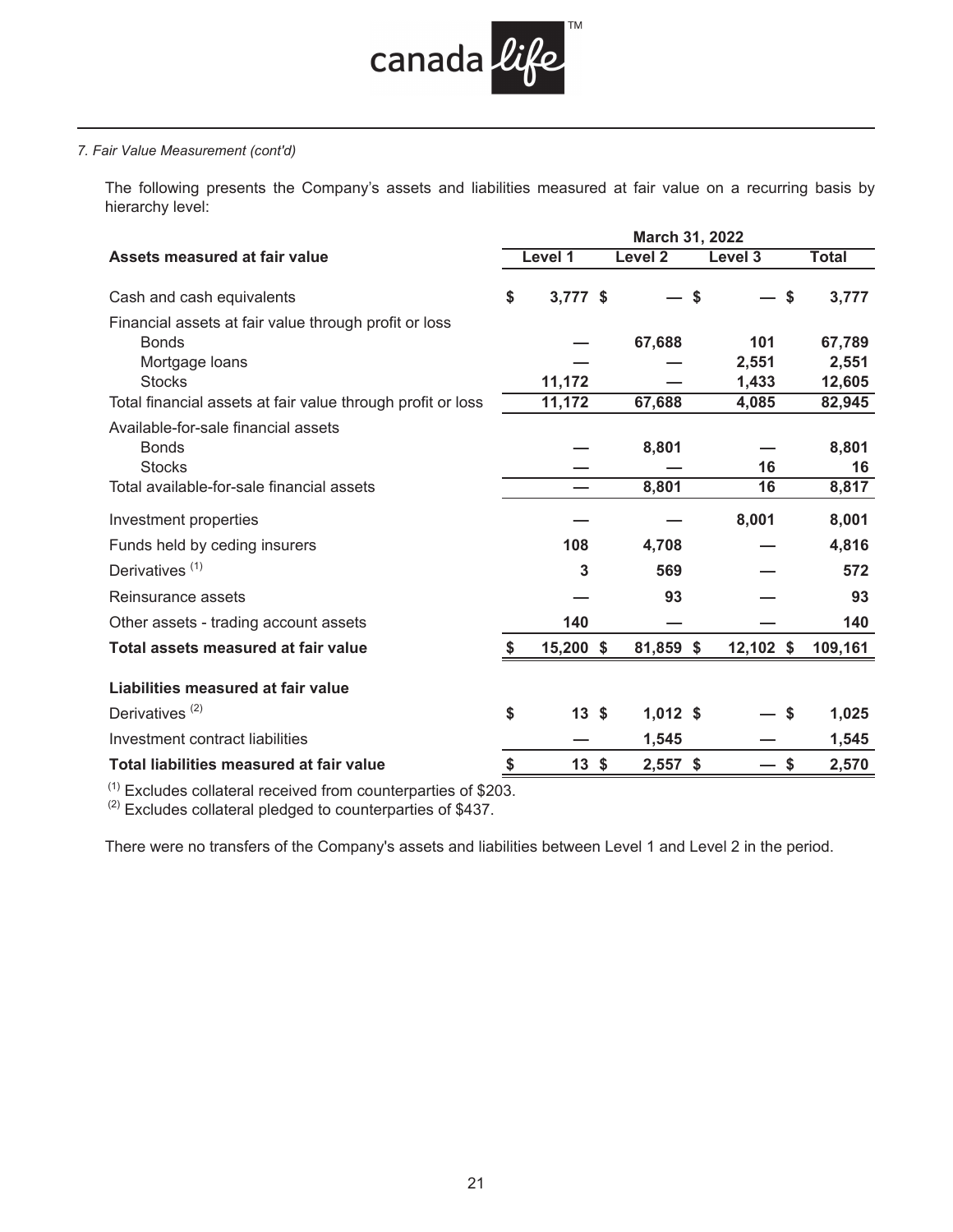*7. Fair Value Measurement (cont'd)*

The following presents the Company's assets and liabilities measured at fair value on a recurring basis by hierarchy level:

| | March 31, 2022 | | | |
|---|---|---|---|---|
| **Assets measured at fair value** | **Level 1** | **Level 2** | **Level 3** | **Total** |
| Cash and cash equivalents | $ 3,777 | $ — | $ — | $ 3,777 |
| Financial assets at fair value through profit or loss | | | | |
| Bonds | — | 67,688 | 101 | 67,789 |
| Mortgage loans | — | — | 2,551 | 2,551 |
| Stocks | 11,172 | — | 1,433 | 12,605 |
| Total financial assets at fair value through profit or loss | 11,172 | 67,688 | 4,085 | 82,945 |
| Available-for-sale financial assets | | | | |
| Bonds | — | 8,801 | — | 8,801 |
| Stocks | — | — | 16 | 16 |
| Total available-for-sale financial assets | — | 8,801 | 16 | 8,817 |
| Investment properties | — | — | 8,001 | 8,001 |
| Funds held by ceding insurers | 108 | 4,708 | — | 4,816 |
| Derivatives [(1)] | 3 | 569 | — | 572 |
| Reinsurance assets | — | 93 | — | 93 |
| Other assets - trading account assets | 140 | — | — | 140 |
| **Total assets measured at fair value** | **$ 15,200** | **$ 81,859** | **$ 12,102** | **$ 109,161** |
| **Liabilities measured at fair value** | | | | |
| Derivatives [(2)] | $ 13 | $ 1,012 | $ — | $ 1,025 |
| Investment contract liabilities | — | 1,545 | — | 1,545 |
| **Total liabilities measured at fair value** | **$ 13** | **$ 2,557** | **$ —** | **$ 2,570** |

[(1)] Excludes collateral received from counterparties of $203.
[(2)] Excludes collateral pledged to counterparties of $437.

There were no transfers of the Company's assets and liabilities between Level 1 and Level 2 in the period.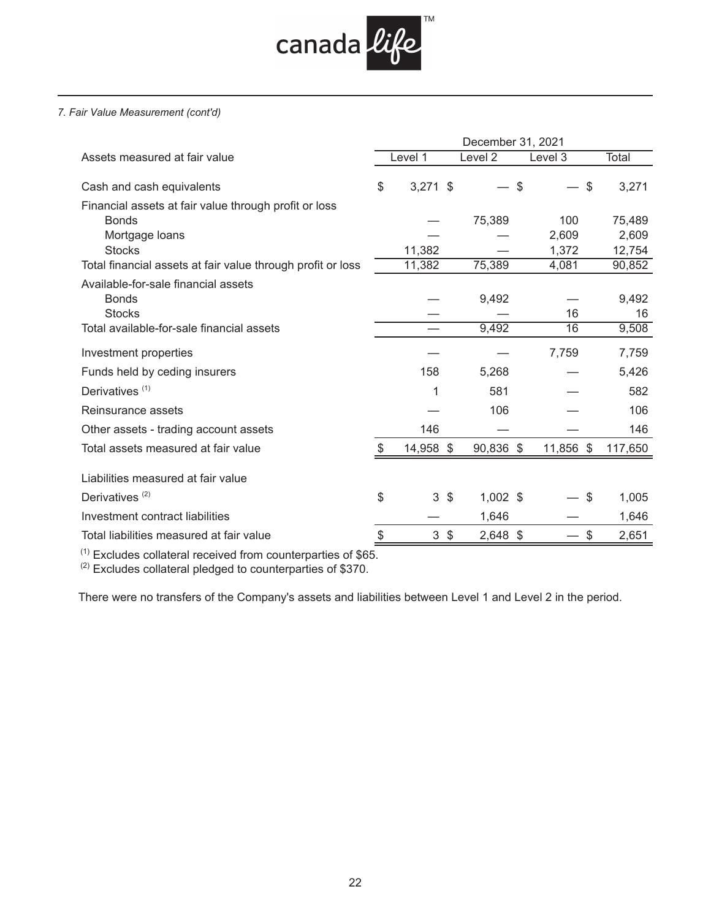*7. Fair Value Measurement (cont'd)*

| Assets measured at fair value | December 31, 2021 Level 1 | Level 2 | Level 3 | Total |
|---|---|---|---|---|
| Cash and cash equivalents | $ 3,271 | $ — | $ — | $ 3,271 |
| Financial assets at fair value through profit or loss | | | | |
| Bonds | — | 75,389 | 100 | 75,489 |
| Mortgage loans | — | — | 2,609 | 2,609 |
| Stocks | 11,382 | — | 1,372 | 12,754 |
| Total financial assets at fair value through profit or loss | 11,382 | 75,389 | 4,081 | 90,852 |
| Available-for-sale financial assets | | | | |
| Bonds | — | 9,492 | — | 9,492 |
| Stocks | — | — | 16 | 16 |
| Total available-for-sale financial assets | — | 9,492 | 16 | 9,508 |
| Investment properties | — | — | 7,759 | 7,759 |
| Funds held by ceding insurers | 158 | 5,268 | — | 5,426 |
| Derivatives [1] | 1 | 581 | — | 582 |
| Reinsurance assets | — | 106 | — | 106 |
| Other assets - trading account assets | 146 | — | — | 146 |
| Total assets measured at fair value | $ 14,958 | $ 90,836 | $ 11,856 | $ 117,650 |
| Liabilities measured at fair value | | | | |
| Derivatives [2] | $ 3 | $ 1,002 | $ — | $ 1,005 |
| Investment contract liabilities | — | 1,646 | — | 1,646 |
| Total liabilities measured at fair value | $ 3 | $ 2,648 | $ — | $ 2,651 |

[1] Excludes collateral received from counterparties of $65.
[2] Excludes collateral pledged to counterparties of $370.

There were no transfers of the Company's assets and liabilities between Level 1 and Level 2 in the period.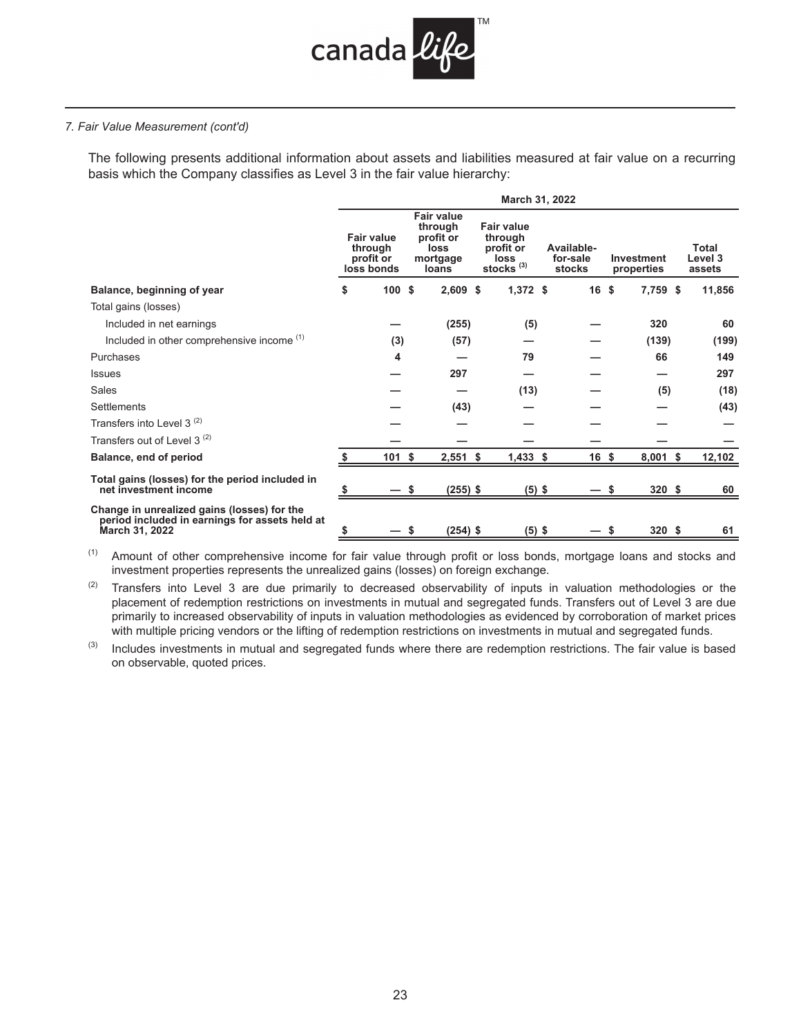*7. Fair Value Measurement (cont'd)*

The following presents additional information about assets and liabilities measured at fair value on a recurring basis which the Company classifies as Level 3 in the fair value hierarchy:

| | March 31, 2022 | | | | | |
|---|---|---|---|---|---|---|
| | **Fair value through profit or loss bonds** | **Fair value through profit or loss mortgage loans** | **Fair value through profit or loss stocks [(3)]** | **Available-for-sale stocks** | **Investment properties** | **Total Level 3 assets** |
| **Balance, beginning of year** | $ 100 | $ 2,609 | $ 1,372 | $ 16 | $ 7,759 | $ 11,856 |
| Total gains (losses) | | | | | | |
| Included in net earnings | — | (255) | (5) | — | 320 | 60 |
| Included in other comprehensive income [(1)] | (3) | (57) | — | — | (139) | (199) |
| Purchases | 4 | — | 79 | — | 66 | 149 |
| Issues | — | 297 | — | — | — | 297 |
| Sales | — | — | (13) | — | (5) | (18) |
| Settlements | — | (43) | — | — | — | (43) |
| Transfers into Level 3 [(2)] | — | — | — | — | — | — |
| Transfers out of Level 3 [(2)] | — | — | — | — | — | — |
| **Balance, end of period** | $ 101 | $ 2,551 | $ 1,433 | $ 16 | $ 8,001 | $ 12,102 |
| **Total gains (losses) for the period included in net investment income** | $ — | $ (255) | $ (5) | $ — | $ 320 | $ 60 |
| **Change in unrealized gains (losses) for the period included in earnings for assets held at March 31, 2022** | $ — | $ (254) | $ (5) | $ — | $ 320 | $ 61 |

(1) Amount of other comprehensive income for fair value through profit or loss bonds, mortgage loans and stocks and investment properties represents the unrealized gains (losses) on foreign exchange.

(2) Transfers into Level 3 are due primarily to decreased observability of inputs in valuation methodologies or the placement of redemption restrictions on investments in mutual and segregated funds. Transfers out of Level 3 are due primarily to increased observability of inputs in valuation methodologies as evidenced by corroboration of market prices with multiple pricing vendors or the lifting of redemption restrictions on investments in mutual and segregated funds.

(3) Includes investments in mutual and segregated funds where there are redemption restrictions. The fair value is based on observable, quoted prices.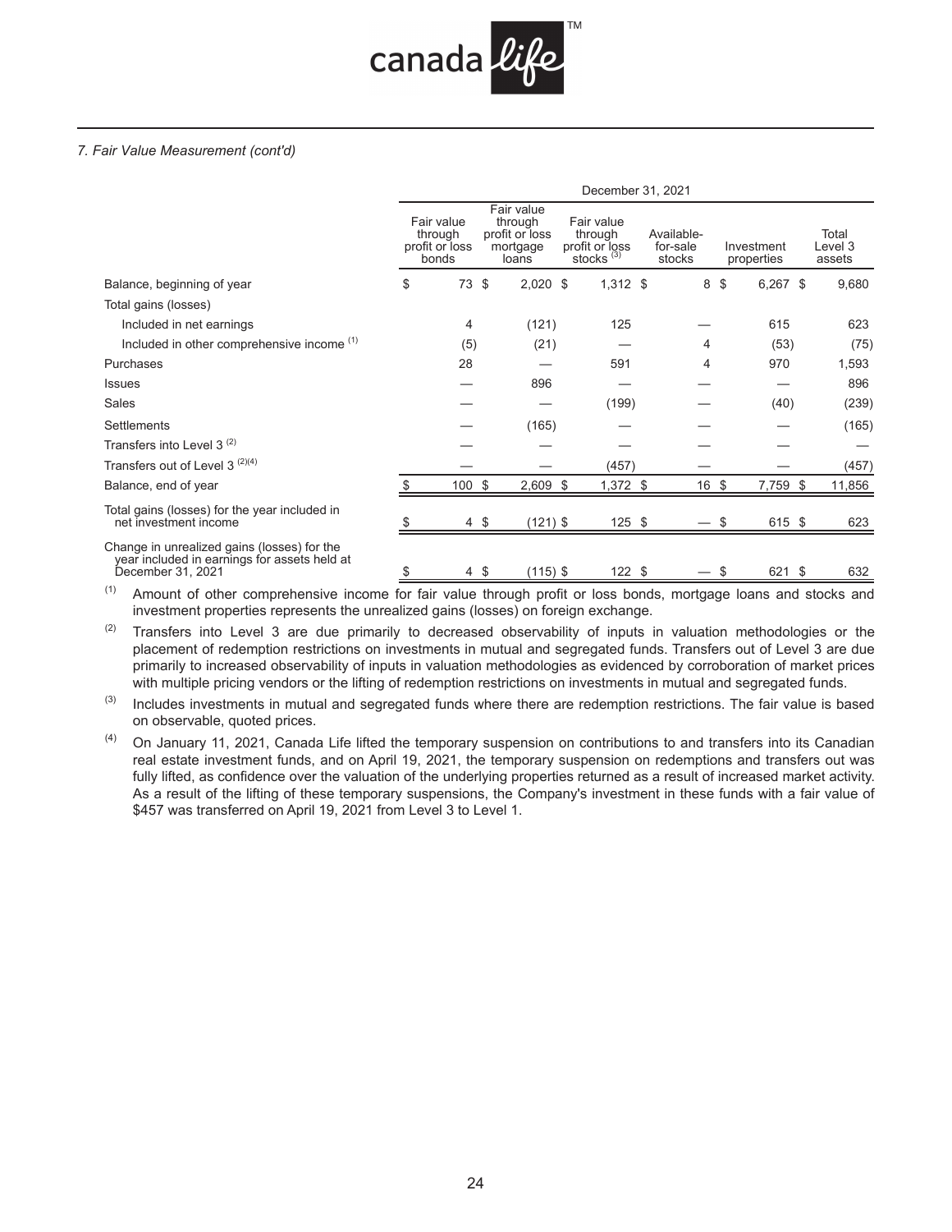*7. Fair Value Measurement (cont'd)*

| | December 31, 2021 | | | | | |
|---|---|---|---|---|---|---|
| | Fair value through profit or loss bonds | Fair value through profit or loss mortgage loans | Fair value through profit or loss stocks [3] | Available-for-sale stocks | Investment properties | Total Level 3 assets |
| Balance, beginning of year | $ 73 | $ 2,020 | $ 1,312 | $ 8 | $ 6,267 | $ 9,680 |
| Total gains (losses) | | | | | | |
| Included in net earnings | 4 | (121) | 125 | — | 615 | 623 |
| Included in other comprehensive income [1] | (5) | (21) | — | 4 | (53) | (75) |
| Purchases | 28 | — | 591 | 4 | 970 | 1,593 |
| Issues | — | 896 | — | — | — | 896 |
| Sales | — | — | (199) | — | (40) | (239) |
| Settlements | — | (165) | — | — | — | (165) |
| Transfers into Level 3 [2] | — | — | — | — | — | — |
| Transfers out of Level 3 [2][4] | — | — | (457) | — | — | (457) |
| Balance, end of year | $ 100 | $ 2,609 | $ 1,372 | $ 16 | $ 7,759 | $ 11,856 |
| Total gains (losses) for the year included in net investment income | $ 4 | $ (121) | $ 125 | $ — | $ 615 | $ 623 |
| Change in unrealized gains (losses) for the year included in earnings for assets held at December 31, 2021 | $ 4 | $ (115) | $ 122 | $ — | $ 621 | $ 632 |

[1] Amount of other comprehensive income for fair value through profit or loss bonds, mortgage loans and stocks and investment properties represents the unrealized gains (losses) on foreign exchange.

[2] Transfers into Level 3 are due primarily to decreased observability of inputs in valuation methodologies or the placement of redemption restrictions on investments in mutual and segregated funds. Transfers out of Level 3 are due primarily to increased observability of inputs in valuation methodologies as evidenced by corroboration of market prices with multiple pricing vendors or the lifting of redemption restrictions on investments in mutual and segregated funds.

[3] Includes investments in mutual and segregated funds where there are redemption restrictions. The fair value is based on observable, quoted prices.

[4] On January 11, 2021, Canada Life lifted the temporary suspension on contributions to and transfers into its Canadian real estate investment funds, and on April 19, 2021, the temporary suspension on redemptions and transfers out was fully lifted, as confidence over the valuation of the underlying properties returned as a result of increased market activity. As a result of the lifting of these temporary suspensions, the Company's investment in these funds with a fair value of $457 was transferred on April 19, 2021 from Level 3 to Level 1.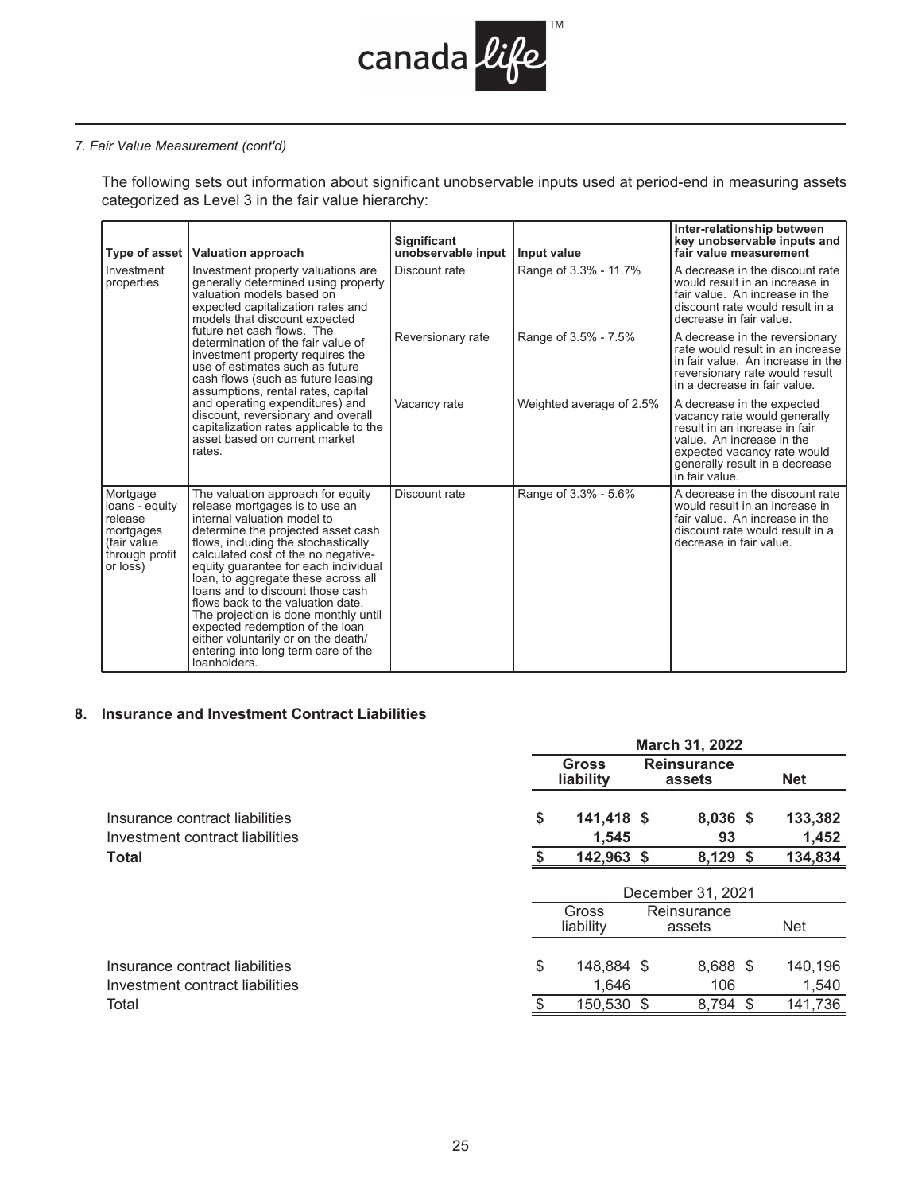*7. Fair Value Measurement (cont'd)*

The following sets out information about significant unobservable inputs used at period-end in measuring assets categorized as Level 3 in the fair value hierarchy:

| Type of asset | Valuation approach | Significant unobservable input | Input value | Inter-relationship between key unobservable inputs and fair value measurement |
|---|---|---|---|---|
| Investment properties | Investment property valuations are generally determined using property valuation models based on expected capitalization rates and models that discount expected future net cash flows. The determination of the fair value of investment property requires the use of estimates such as future cash flows (such as future leasing assumptions, rental rates, capital and operating expenditures) and discount, reversionary and overall capitalization rates applicable to the asset based on current market rates. | Discount rate | Range of 3.3% - 11.7% | A decrease in the discount rate would result in an increase in fair value. An increase in the discount rate would result in a decrease in fair value. |
| | | Reversionary rate | Range of 3.5% - 7.5% | A decrease in the reversionary rate would result in an increase in fair value. An increase in the reversionary rate would result in a decrease in fair value. |
| | | Vacancy rate | Weighted average of 2.5% | A decrease in the expected vacancy rate would generally result in an increase in fair value. An increase in the expected vacancy rate would generally result in a decrease in fair value. |
| Mortgage loans - equity release mortgages (fair value through profit or loss) | The valuation approach for equity release mortgages is to use an internal valuation model to determine the projected asset cash flows, including the stochastically calculated cost of the no negative-equity guarantee for each individual loan, to aggregate these across all loans and to discount those cash flows back to the valuation date. The projection is done monthly until expected redemption of the loan either voluntarily or on the death/ entering into long term care of the loanholders. | Discount rate | Range of 3.3% - 5.6% | A decrease in the discount rate would result in an increase in fair value. An increase in the discount rate would result in a decrease in fair value. |

## 8. Insurance and Investment Contract Liabilities

| | March 31, 2022 | | |
|---|---|---|---|
| | **Gross liability** | **Reinsurance assets** | **Net** |
| Insurance contract liabilities | **$ 141,418** | **$ 8,036** | **$ 133,382** |
| Investment contract liabilities | **1,545** | **93** | **1,452** |
| **Total** | **$ 142,963** | **$ 8,129** | **$ 134,834** |

| | December 31, 2021 | | |
|---|---|---|---|
| | Gross liability | Reinsurance assets | Net |
| Insurance contract liabilities | $ 148,884 | $ 8,688 | $ 140,196 |
| Investment contract liabilities | 1,646 | 106 | 1,540 |
| Total | $ 150,530 | $ 8,794 | $ 141,736 |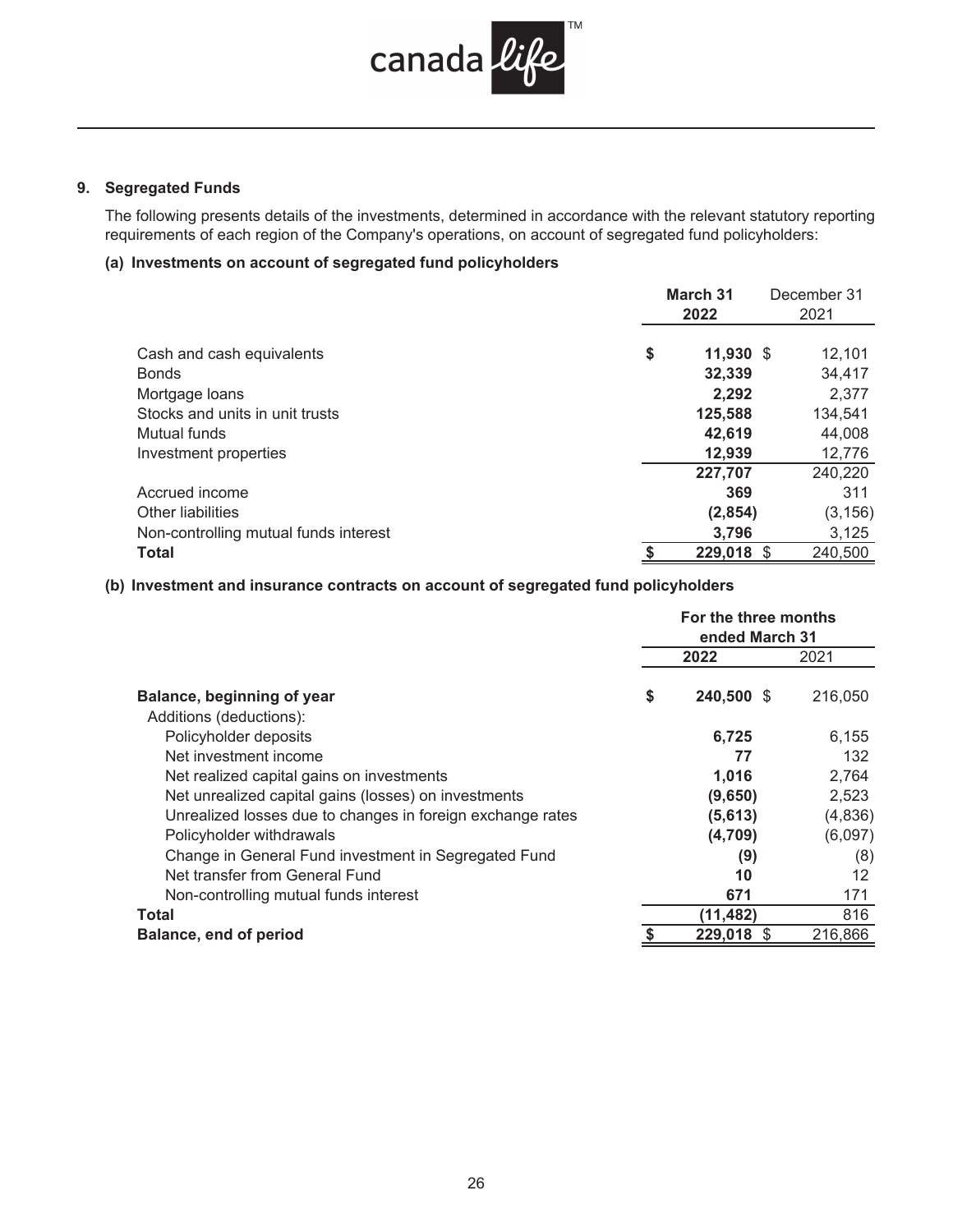## 9. Segregated Funds

The following presents details of the investments, determined in accordance with the relevant statutory reporting requirements of each region of the Company's operations, on account of segregated fund policyholders:

### (a) Investments on account of segregated fund policyholders

| | March 31 2022 | December 31 2021 |
|---|---|---|
| Cash and cash equivalents | $ 11,930 | $ 12,101 |
| Bonds | 32,339 | 34,417 |
| Mortgage loans | 2,292 | 2,377 |
| Stocks and units in unit trusts | 125,588 | 134,541 |
| Mutual funds | 42,619 | 44,008 |
| Investment properties | 12,939 | 12,776 |
| | 227,707 | 240,220 |
| Accrued income | 369 | 311 |
| Other liabilities | (2,854) | (3,156) |
| Non-controlling mutual funds interest | 3,796 | 3,125 |
| **Total** | $ 229,018 | $ 240,500 |

### (b) Investment and insurance contracts on account of segregated fund policyholders

| | For the three months ended March 31 | |
|---|---|---|
| | 2022 | 2021 |
| **Balance, beginning of year** | $ 240,500 | $ 216,050 |
| Additions (deductions): | | |
| Policyholder deposits | 6,725 | 6,155 |
| Net investment income | 77 | 132 |
| Net realized capital gains on investments | 1,016 | 2,764 |
| Net unrealized capital gains (losses) on investments | (9,650) | 2,523 |
| Unrealized losses due to changes in foreign exchange rates | (5,613) | (4,836) |
| Policyholder withdrawals | (4,709) | (6,097) |
| Change in General Fund investment in Segregated Fund | (9) | (8) |
| Net transfer from General Fund | 10 | 12 |
| Non-controlling mutual funds interest | 671 | 171 |
| **Total** | (11,482) | 816 |
| **Balance, end of period** | $ 229,018 | $ 216,866 |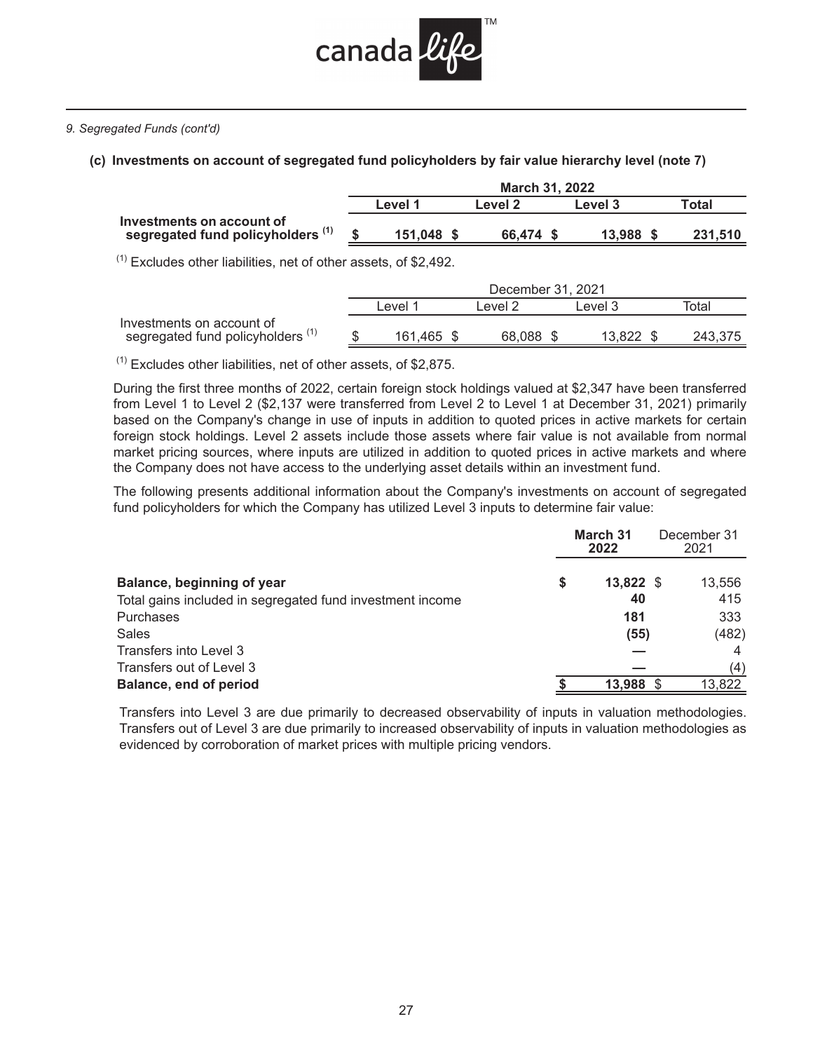*9. Segregated Funds (cont'd)*

**(c) Investments on account of segregated fund policyholders by fair value hierarchy level (note 7)**

| | March 31, 2022 | | | |
|---|---|---|---|---|
| | **Level 1** | **Level 2** | **Level 3** | **Total** |
| **Investments on account of segregated fund policyholders [(1)]** | **$ 151,048** | **$ 66,474** | **$ 13,988** | **$ 231,510** |

[(1)] Excludes other liabilities, net of other assets, of $2,492.

| | December 31, 2021 | | | |
|---|---|---|---|---|
| | Level 1 | Level 2 | Level 3 | Total |
| Investments on account of segregated fund policyholders [(1)] | $ 161,465 | $ 68,088 | $ 13,822 | $ 243,375 |

[(1)] Excludes other liabilities, net of other assets, of $2,875.

During the first three months of 2022, certain foreign stock holdings valued at $2,347 have been transferred from Level 1 to Level 2 ($2,137 were transferred from Level 2 to Level 1 at December 31, 2021) primarily based on the Company's change in use of inputs in addition to quoted prices in active markets for certain foreign stock holdings. Level 2 assets include those assets where fair value is not available from normal market pricing sources, where inputs are utilized in addition to quoted prices in active markets and where the Company does not have access to the underlying asset details within an investment fund.

The following presents additional information about the Company's investments on account of segregated fund policyholders for which the Company has utilized Level 3 inputs to determine fair value:

| | **March 31 2022** | December 31 2021 |
|---|---|---|
| **Balance, beginning of year** | **$ 13,822** | $ 13,556 |
| Total gains included in segregated fund investment income | **40** | 415 |
| Purchases | **181** | 333 |
| Sales | **(55)** | (482) |
| Transfers into Level 3 | **—** | 4 |
| Transfers out of Level 3 | **—** | (4) |
| **Balance, end of period** | **$ 13,988** | $ 13,822 |

Transfers into Level 3 are due primarily to decreased observability of inputs in valuation methodologies. Transfers out of Level 3 are due primarily to increased observability of inputs in valuation methodologies as evidenced by corroboration of market prices with multiple pricing vendors.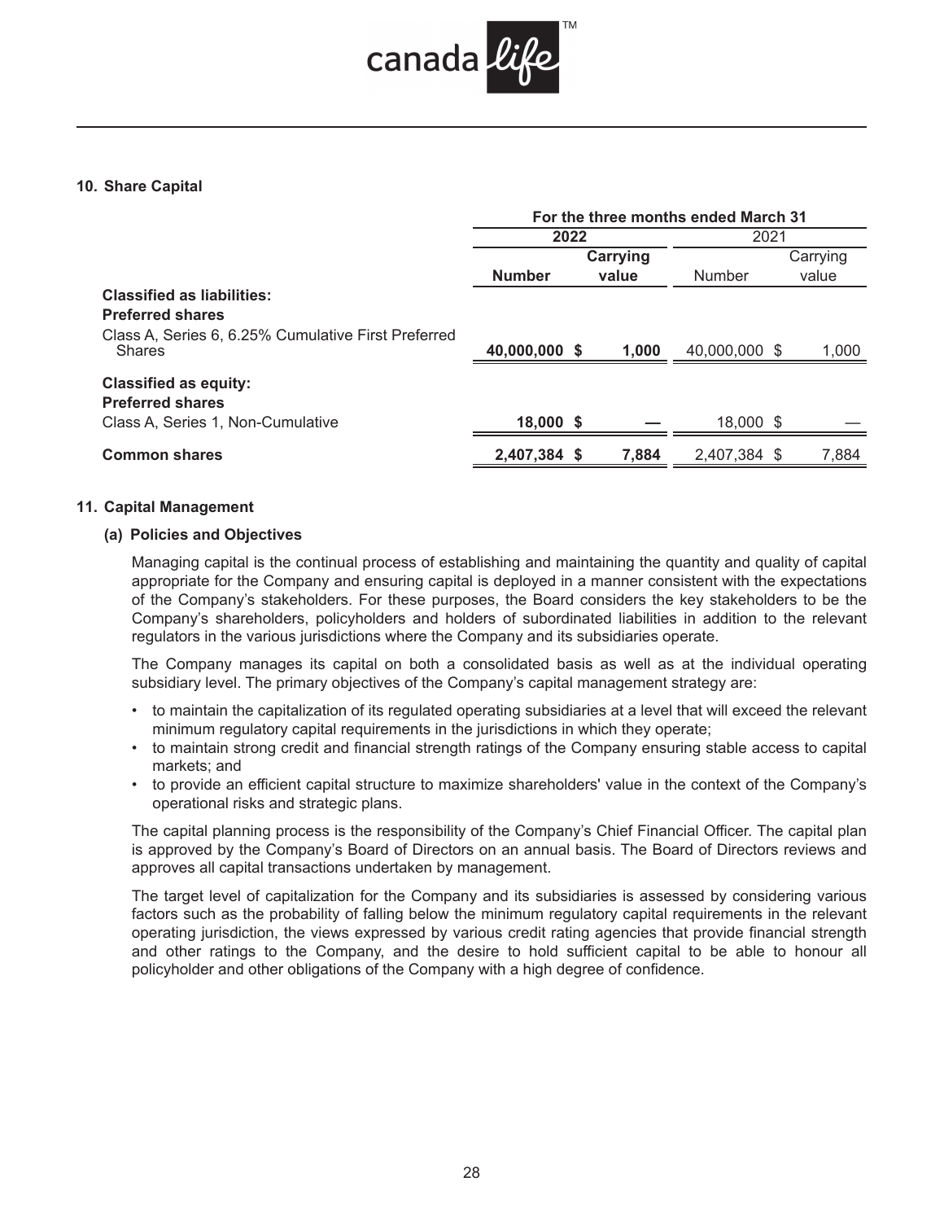## 10. Share Capital

| | For the three months ended March 31 | | | |
|---|---|---|---|---|
| | **2022** | | 2021 | |
| | **Number** | **Carrying value** | Number | Carrying value |
| **Classified as liabilities:** | | | | |
| **Preferred shares** | | | | |
| Class A, Series 6, 6.25% Cumulative First Preferred Shares | **40,000,000** | **$ 1,000** | 40,000,000 | $ 1,000 |
| **Classified as equity:** | | | | |
| **Preferred shares** | | | | |
| Class A, Series 1, Non-Cumulative | **18,000** | **$ —** | 18,000 | $ — |
| **Common shares** | **2,407,384** | **$ 7,884** | 2,407,384 | $ 7,884 |

## 11. Capital Management

### (a) Policies and Objectives

Managing capital is the continual process of establishing and maintaining the quantity and quality of capital appropriate for the Company and ensuring capital is deployed in a manner consistent with the expectations of the Company's stakeholders. For these purposes, the Board considers the key stakeholders to be the Company's shareholders, policyholders and holders of subordinated liabilities in addition to the relevant regulators in the various jurisdictions where the Company and its subsidiaries operate.

The Company manages its capital on both a consolidated basis as well as at the individual operating subsidiary level. The primary objectives of the Company's capital management strategy are:

- to maintain the capitalization of its regulated operating subsidiaries at a level that will exceed the relevant minimum regulatory capital requirements in the jurisdictions in which they operate;
- to maintain strong credit and financial strength ratings of the Company ensuring stable access to capital markets; and
- to provide an efficient capital structure to maximize shareholders' value in the context of the Company's operational risks and strategic plans.

The capital planning process is the responsibility of the Company's Chief Financial Officer. The capital plan is approved by the Company's Board of Directors on an annual basis. The Board of Directors reviews and approves all capital transactions undertaken by management.

The target level of capitalization for the Company and its subsidiaries is assessed by considering various factors such as the probability of falling below the minimum regulatory capital requirements in the relevant operating jurisdiction, the views expressed by various credit rating agencies that provide financial strength and other ratings to the Company, and the desire to hold sufficient capital to be able to honour all policyholder and other obligations of the Company with a high degree of confidence.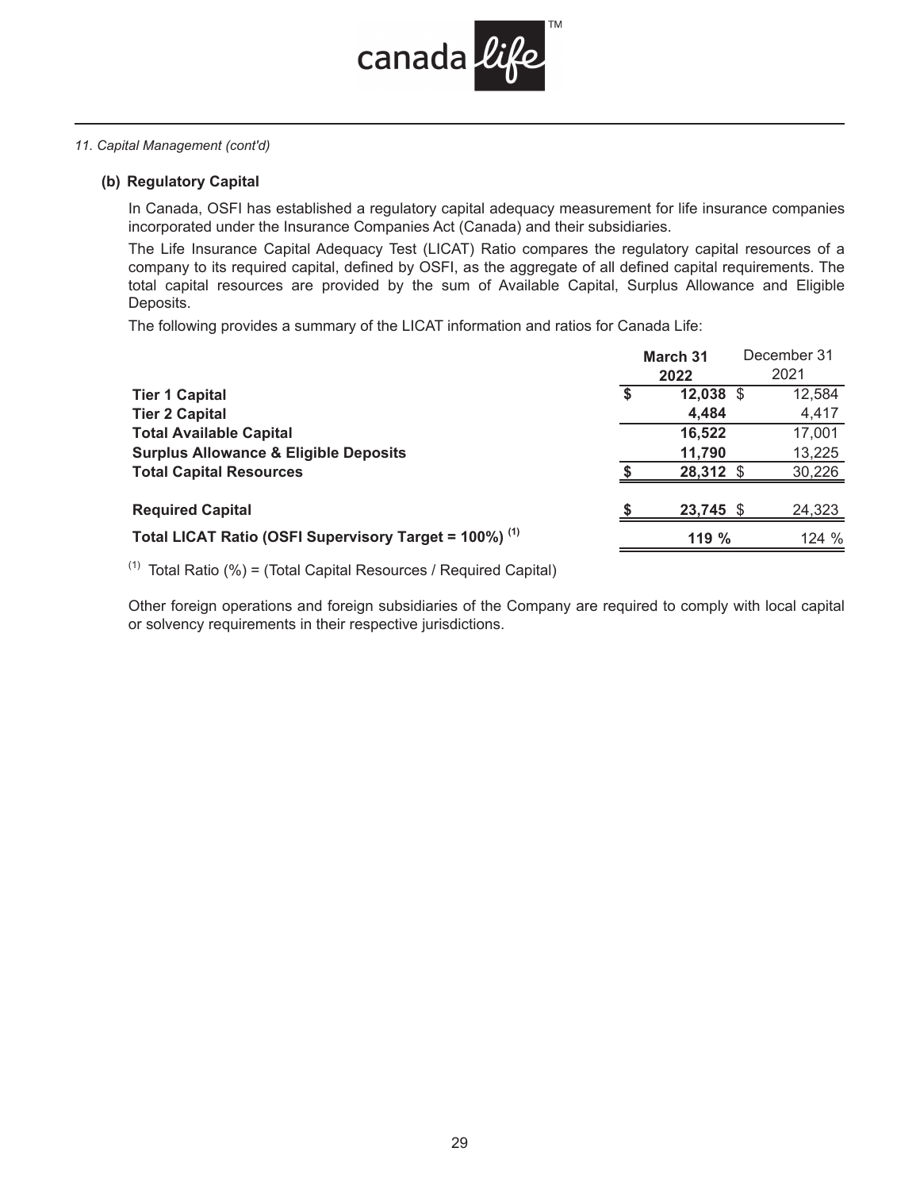*11. Capital Management (cont'd)*

**(b) Regulatory Capital**

In Canada, OSFI has established a regulatory capital adequacy measurement for life insurance companies incorporated under the Insurance Companies Act (Canada) and their subsidiaries.

The Life Insurance Capital Adequacy Test (LICAT) Ratio compares the regulatory capital resources of a company to its required capital, defined by OSFI, as the aggregate of all defined capital requirements. The total capital resources are provided by the sum of Available Capital, Surplus Allowance and Eligible Deposits.

The following provides a summary of the LICAT information and ratios for Canada Life:

| | **March 31 2022** | December 31 2021 |
|---|---|---|
| **Tier 1 Capital** | **$ 12,038** | $ 12,584 |
| **Tier 2 Capital** | **4,484** | 4,417 |
| **Total Available Capital** | **16,522** | 17,001 |
| **Surplus Allowance & Eligible Deposits** | **11,790** | 13,225 |
| **Total Capital Resources** | **$ 28,312** | $ 30,226 |
| | | |
| **Required Capital** | **$ 23,745** | $ 24,323 |
| **Total LICAT Ratio (OSFI Supervisory Target = 100%) [(1)]** | **119 %** | 124 % |

[(1)] Total Ratio (%) = (Total Capital Resources / Required Capital)

Other foreign operations and foreign subsidiaries of the Company are required to comply with local capital or solvency requirements in their respective jurisdictions.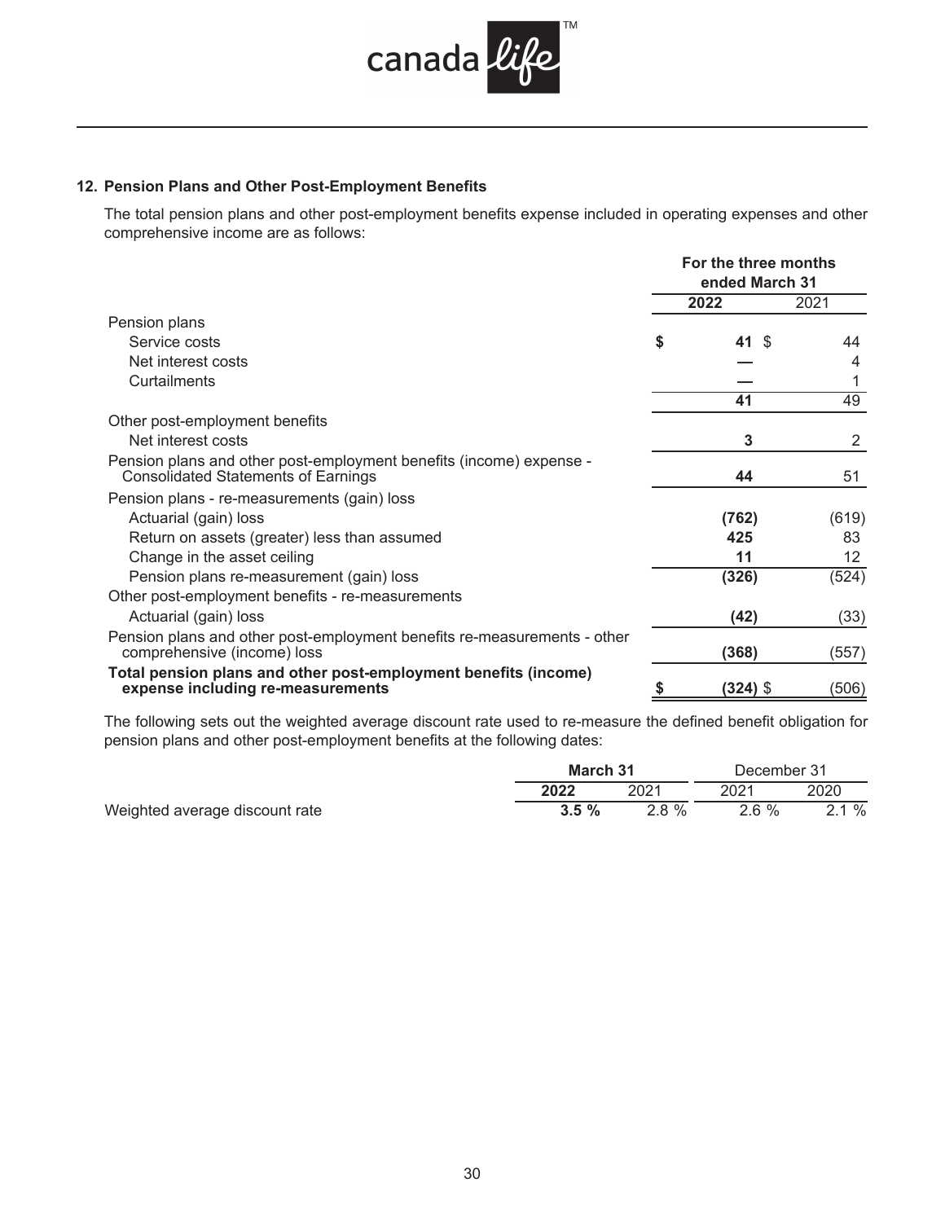## 12. Pension Plans and Other Post-Employment Benefits

The total pension plans and other post-employment benefits expense included in operating expenses and other comprehensive income are as follows:

| | For the three months ended March 31 | |
|---|---|---|
| | **2022** | 2021 |
| Pension plans | | |
| Service costs | **$ 41** | $ 44 |
| Net interest costs | **—** | 4 |
| Curtailments | **—** | 1 |
| | **41** | 49 |
| Other post-employment benefits | | |
| Net interest costs | **3** | 2 |
| Pension plans and other post-employment benefits (income) expense - Consolidated Statements of Earnings | **44** | 51 |
| Pension plans - re-measurements (gain) loss | | |
| Actuarial (gain) loss | **(762)** | (619) |
| Return on assets (greater) less than assumed | **425** | 83 |
| Change in the asset ceiling | **11** | 12 |
| Pension plans re-measurement (gain) loss | **(326)** | (524) |
| Other post-employment benefits - re-measurements | | |
| Actuarial (gain) loss | **(42)** | (33) |
| Pension plans and other post-employment benefits re-measurements - other comprehensive (income) loss | **(368)** | (557) |
| **Total pension plans and other post-employment benefits (income) expense including re-measurements** | **$ (324)** | $ (506) |

The following sets out the weighted average discount rate used to re-measure the defined benefit obligation for pension plans and other post-employment benefits at the following dates:

| | **March 31** | | December 31 | |
|---|---|---|---|---|
| | **2022** | 2021 | 2021 | 2020 |
| Weighted average discount rate | **3.5 %** | 2.8 % | 2.6 % | 2.1 % |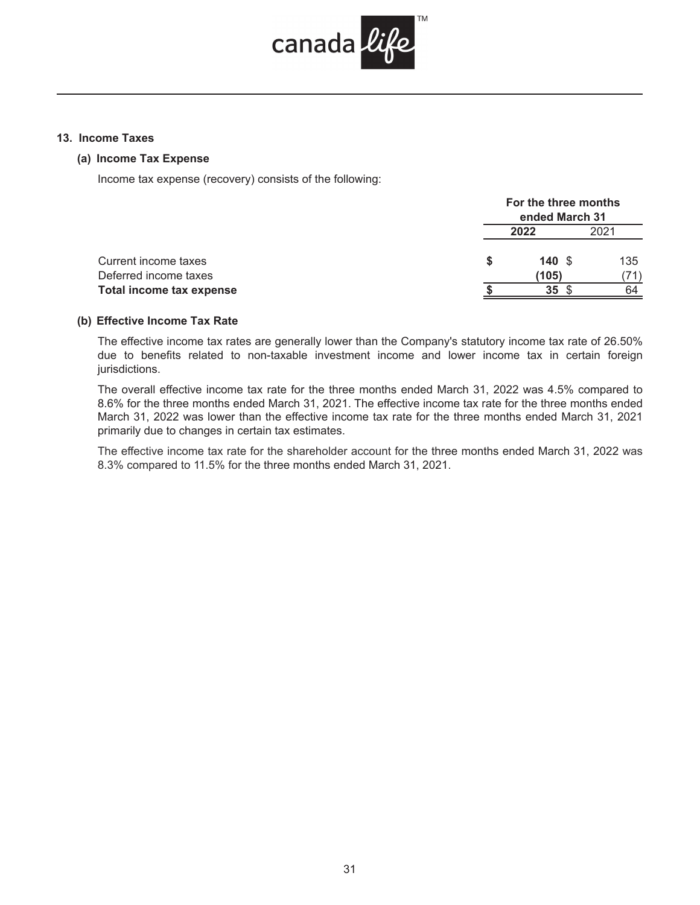## 13. Income Taxes

### (a) Income Tax Expense

Income tax expense (recovery) consists of the following:

| | For the three months ended March 31 | |
|---|---|---|
| | **2022** | 2021 |
| Current income taxes | **$ 140** | $ 135 |
| Deferred income taxes | **(105)** | (71) |
| **Total income tax expense** | **$ 35** | $ 64 |

### (b) Effective Income Tax Rate

The effective income tax rates are generally lower than the Company's statutory income tax rate of 26.50% due to benefits related to non-taxable investment income and lower income tax in certain foreign jurisdictions.

The overall effective income tax rate for the three months ended March 31, 2022 was 4.5% compared to 8.6% for the three months ended March 31, 2021. The effective income tax rate for the three months ended March 31, 2022 was lower than the effective income tax rate for the three months ended March 31, 2021 primarily due to changes in certain tax estimates.

The effective income tax rate for the shareholder account for the three months ended March 31, 2022 was 8.3% compared to 11.5% for the three months ended March 31, 2021.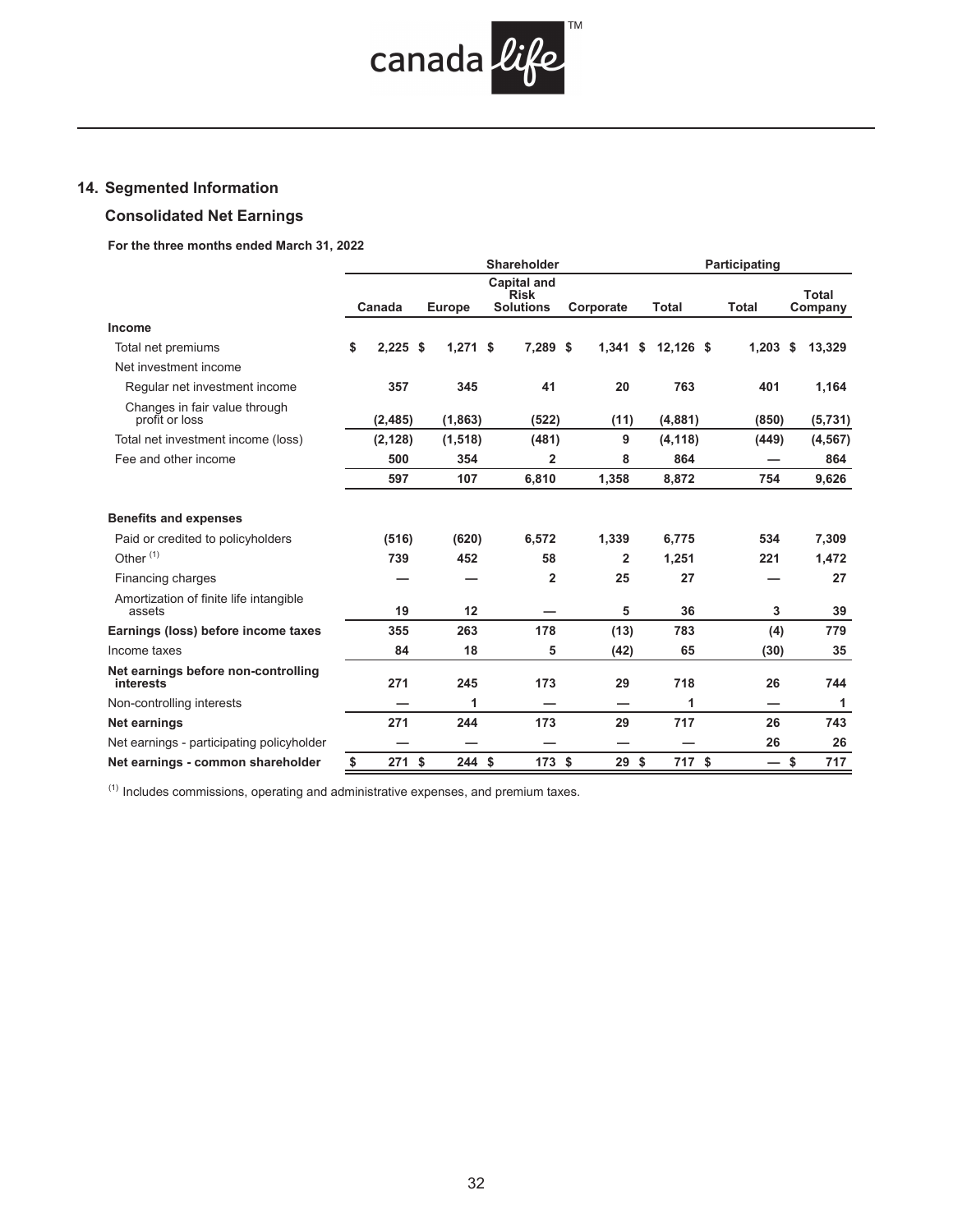## 14. Segmented Information

### Consolidated Net Earnings

**For the three months ended March 31, 2022**

| | Shareholder | | | | | Participating | |
|---|---|---|---|---|---|---|---|
| | **Canada** | **Europe** | **Capital and Risk Solutions** | **Corporate** | **Total** | **Total** | **Total Company** |
| **Income** | | | | | | | |
| Total net premiums | $ 2,225 | $ 1,271 | $ 7,289 | $ 1,341 | $ 12,126 | $ 1,203 | $ 13,329 |
| Net investment income | | | | | | | |
| Regular net investment income | 357 | 345 | 41 | 20 | 763 | 401 | 1,164 |
| Changes in fair value through profit or loss | (2,485) | (1,863) | (522) | (11) | (4,881) | (850) | (5,731) |
| Total net investment income (loss) | (2,128) | (1,518) | (481) | 9 | (4,118) | (449) | (4,567) |
| Fee and other income | 500 | 354 | 2 | 8 | 864 | — | 864 |
| | 597 | 107 | 6,810 | 1,358 | 8,872 | 754 | 9,626 |
| **Benefits and expenses** | | | | | | | |
| Paid or credited to policyholders | (516) | (620) | 6,572 | 1,339 | 6,775 | 534 | 7,309 |
| Other [(1)] | 739 | 452 | 58 | 2 | 1,251 | 221 | 1,472 |
| Financing charges | — | — | 2 | 25 | 27 | — | 27 |
| Amortization of finite life intangible assets | 19 | 12 | — | 5 | 36 | 3 | 39 |
| **Earnings (loss) before income taxes** | 355 | 263 | 178 | (13) | 783 | (4) | 779 |
| Income taxes | 84 | 18 | 5 | (42) | 65 | (30) | 35 |
| **Net earnings before non-controlling interests** | 271 | 245 | 173 | 29 | 718 | 26 | 744 |
| Non-controlling interests | — | 1 | — | — | 1 | — | 1 |
| **Net earnings** | 271 | 244 | 173 | 29 | 717 | 26 | 743 |
| Net earnings - participating policyholder | — | — | — | — | — | 26 | 26 |
| **Net earnings - common shareholder** | $ 271 | $ 244 | $ 173 | $ 29 | $ 717 | $ — | $ 717 |

(1) Includes commissions, operating and administrative expenses, and premium taxes.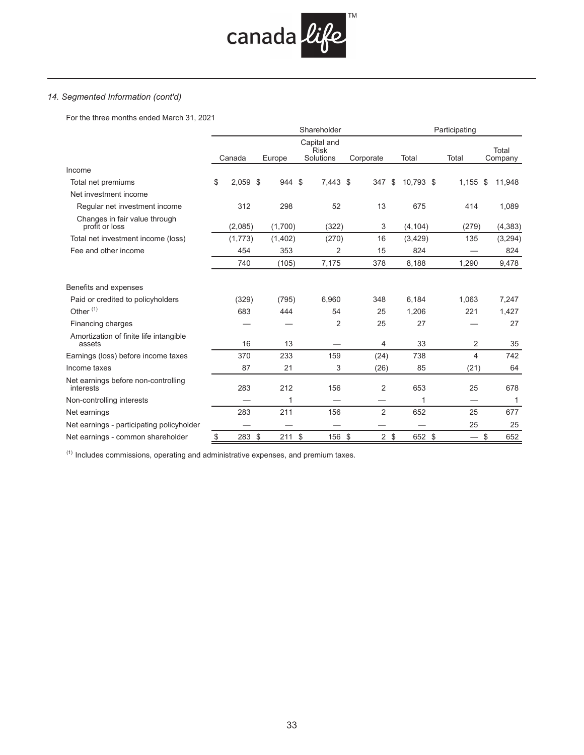*14. Segmented Information (cont'd)*

For the three months ended March 31, 2021

| | Shareholder | | | | | Participating | |
|---|---|---|---|---|---|---|---|
| | Canada | Europe | Capital and Risk Solutions | Corporate | Total | Total | Total Company |
| Income | | | | | | | |
| Total net premiums | $ 2,059 | $ 944 | $ 7,443 | $ 347 | $ 10,793 | $ 1,155 | $ 11,948 |
| Net investment income | | | | | | | |
| Regular net investment income | 312 | 298 | 52 | 13 | 675 | 414 | 1,089 |
| Changes in fair value through profit or loss | (2,085) | (1,700) | (322) | 3 | (4,104) | (279) | (4,383) |
| Total net investment income (loss) | (1,773) | (1,402) | (270) | 16 | (3,429) | 135 | (3,294) |
| Fee and other income | 454 | 353 | 2 | 15 | 824 | — | 824 |
| | 740 | (105) | 7,175 | 378 | 8,188 | 1,290 | 9,478 |
| Benefits and expenses | | | | | | | |
| Paid or credited to policyholders | (329) | (795) | 6,960 | 348 | 6,184 | 1,063 | 7,247 |
| Other [(1)] | 683 | 444 | 54 | 25 | 1,206 | 221 | 1,427 |
| Financing charges | — | — | 2 | 25 | 27 | — | 27 |
| Amortization of finite life intangible assets | 16 | 13 | — | 4 | 33 | 2 | 35 |
| Earnings (loss) before income taxes | 370 | 233 | 159 | (24) | 738 | 4 | 742 |
| Income taxes | 87 | 21 | 3 | (26) | 85 | (21) | 64 |
| Net earnings before non-controlling interests | 283 | 212 | 156 | 2 | 653 | 25 | 678 |
| Non-controlling interests | — | 1 | — | — | 1 | — | 1 |
| Net earnings | 283 | 211 | 156 | 2 | 652 | 25 | 677 |
| Net earnings - participating policyholder | — | — | — | — | — | 25 | 25 |
| Net earnings - common shareholder | $ 283 | $ 211 | $ 156 | $ 2 | $ 652 | $ — | $ 652 |

[(1)] Includes commissions, operating and administrative expenses, and premium taxes.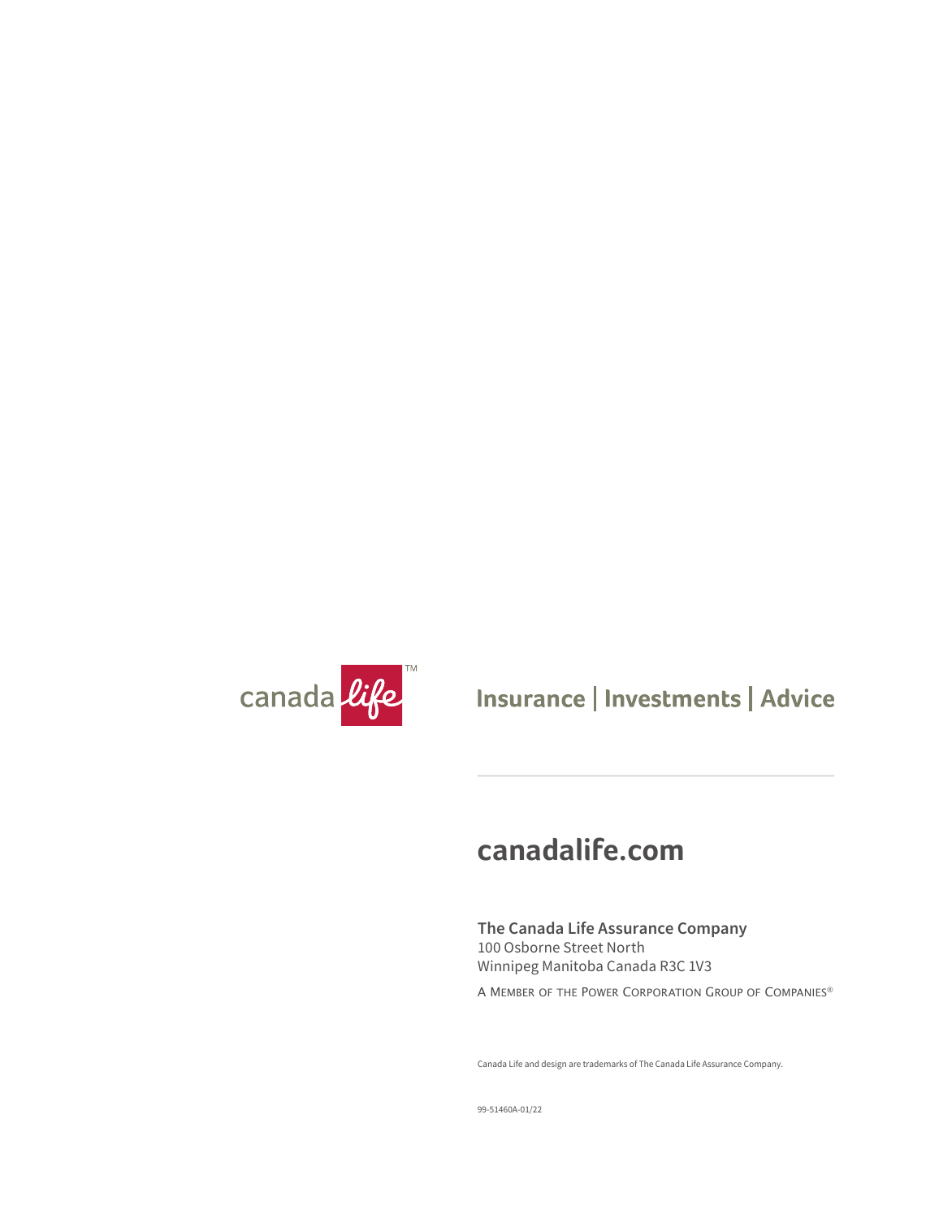canada life™

Insurance | Investments | Advice

**canadalife.com**

**The Canada Life Assurance Company**
100 Osborne Street North
Winnipeg Manitoba Canada R3C 1V3

A MEMBER OF THE POWER CORPORATION GROUP OF COMPANIES®

Canada Life and design are trademarks of The Canada Life Assurance Company.

99-51460A-01/22